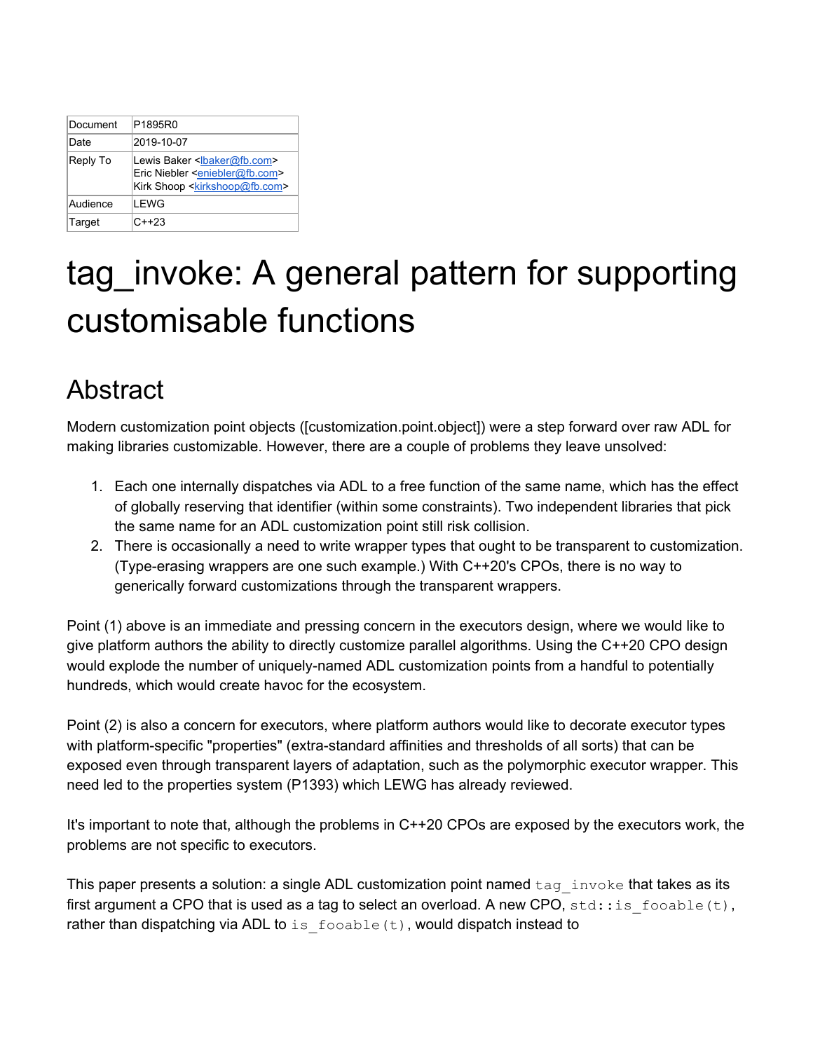| Document | P1895R0 |
| --- | --- |
| Date | 2019-10-07 |
| Reply To | Lewis Baker <lbaker@fb.com><br>Eric Niebler <eniebler@fb.com><br>Kirk Shoop <kirkshoop@fb.com> |
| Audience | LEWG |
| Target | C++23 |

# tag_invoke: A general pattern for supporting customisable functions

## Abstract

Modern customization point objects ([customization.point.object]) were a step forward over raw ADL for making libraries customizable. However, there are a couple of problems they leave unsolved:

1. Each one internally dispatches via ADL to a free function of the same name, which has the effect of globally reserving that identifier (within some constraints). Two independent libraries that pick the same name for an ADL customization point still risk collision.
2. There is occasionally a need to write wrapper types that ought to be transparent to customization. (Type-erasing wrappers are one such example.) With C++20's CPOs, there is no way to generically forward customizations through the transparent wrappers.

Point (1) above is an immediate and pressing concern in the executors design, where we would like to give platform authors the ability to directly customize parallel algorithms. Using the C++20 CPO design would explode the number of uniquely-named ADL customization points from a handful to potentially hundreds, which would create havoc for the ecosystem.

Point (2) is also a concern for executors, where platform authors would like to decorate executor types with platform-specific "properties" (extra-standard affinities and thresholds of all sorts) that can be exposed even through transparent layers of adaptation, such as the polymorphic executor wrapper. This need led to the properties system (P1393) which LEWG has already reviewed.

It's important to note that, although the problems in C++20 CPOs are exposed by the executors work, the problems are not specific to executors.

This paper presents a solution: a single ADL customization point named `tag_invoke` that takes as its first argument a CPO that is used as a tag to select an overload. A new CPO, `std::is_fooable(t)`, rather than dispatching via ADL to `is_fooable(t)`, would dispatch instead to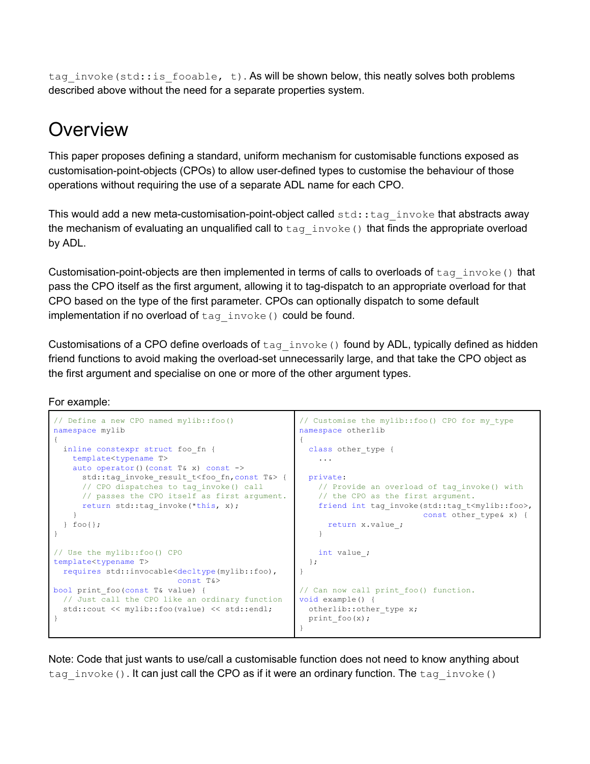tag_invoke(std::is_fooable, t). As will be shown below, this neatly solves both problems described above without the need for a separate properties system.

# Overview

This paper proposes defining a standard, uniform mechanism for customisable functions exposed as customisation-point-objects (CPOs) to allow user-defined types to customise the behaviour of those operations without requiring the use of a separate ADL name for each CPO.

This would add a new meta-customisation-point-object called `std::tag_invoke` that abstracts away the mechanism of evaluating an unqualified call to `tag_invoke()` that finds the appropriate overload by ADL.

Customisation-point-objects are then implemented in terms of calls to overloads of `tag_invoke()` that pass the CPO itself as the first argument, allowing it to tag-dispatch to an appropriate overload for that CPO based on the type of the first parameter. CPOs can optionally dispatch to some default implementation if no overload of `tag_invoke()` could be found.

Customisations of a CPO define overloads of `tag_invoke()` found by ADL, typically defined as hidden friend functions to avoid making the overload-set unnecessarily large, and that take the CPO object as the first argument and specialise on one or more of the other argument types.

For example:

```cpp
// Define a new CPO named mylib::foo()
namespace mylib
{
  inline constexpr struct foo_fn {
    template<typename T>
    auto operator()(const T& x) const ->
      std::tag_invoke_result_t<foo_fn,const T&> {
      // CPO dispatches to tag_invoke() call
      // passes the CPO itself as first argument.
      return std::tag_invoke(*this, x);
    }
  } foo{};
}

// Use the mylib::foo() CPO
template<typename T>
  requires std::invocable<decltype(mylib::foo),
                          const T&>
bool print_foo(const T& value) {
  // Just call the CPO like an ordinary function
  std::cout << mylib::foo(value) << std::endl;
}
```

```cpp
// Customise the mylib::foo() CPO for my_type
namespace otherlib
{
  class other_type {
    ...

  private:
    // Provide an overload of tag_invoke() with
    // the CPO as the first argument.
    friend int tag_invoke(std::tag_t<mylib::foo>,
                          const other_type& x) {
      return x.value_;
    }

    int value_;
  };
}

// Can now call print_foo() function.
void example() {
  otherlib::other_type x;
  print_foo(x);
}
```

Note: Code that just wants to use/call a customisable function does not need to know anything about `tag_invoke()`. It can just call the CPO as if it were an ordinary function. The `tag_invoke()`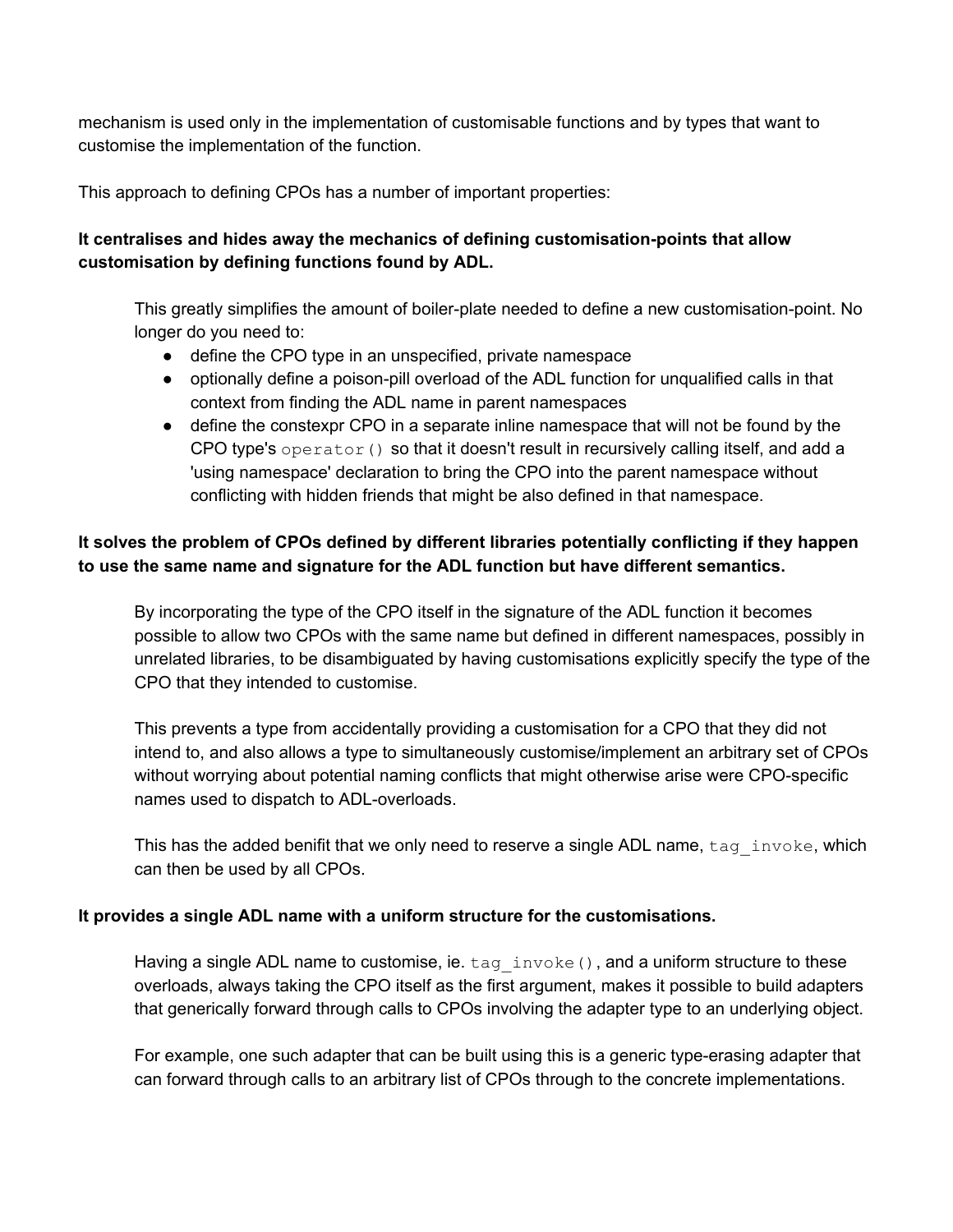mechanism is used only in the implementation of customisable functions and by types that want to customise the implementation of the function.

This approach to defining CPOs has a number of important properties:

**It centralises and hides away the mechanics of defining customisation-points that allow customisation by defining functions found by ADL.**

> This greatly simplifies the amount of boiler-plate needed to define a new customisation-point. No longer do you need to:
>
> - define the CPO type in an unspecified, private namespace
> - optionally define a poison-pill overload of the ADL function for unqualified calls in that context from finding the ADL name in parent namespaces
> - define the constexpr CPO in a separate inline namespace that will not be found by the CPO type's `operator()` so that it doesn't result in recursively calling itself, and add a 'using namespace' declaration to bring the CPO into the parent namespace without conflicting with hidden friends that might be also defined in that namespace.

**It solves the problem of CPOs defined by different libraries potentially conflicting if they happen to use the same name and signature for the ADL function but have different semantics.**

> By incorporating the type of the CPO itself in the signature of the ADL function it becomes possible to allow two CPOs with the same name but defined in different namespaces, possibly in unrelated libraries, to be disambiguated by having customisations explicitly specify the type of the CPO that they intended to customise.
>
> This prevents a type from accidentally providing a customisation for a CPO that they did not intend to, and also allows a type to simultaneously customise/implement an arbitrary set of CPOs without worrying about potential naming conflicts that might otherwise arise were CPO-specific names used to dispatch to ADL-overloads.
>
> This has the added benifit that we only need to reserve a single ADL name, `tag_invoke`, which can then be used by all CPOs.

**It provides a single ADL name with a uniform structure for the customisations.**

> Having a single ADL name to customise, ie. `tag_invoke()`, and a uniform structure to these overloads, always taking the CPO itself as the first argument, makes it possible to build adapters that generically forward through calls to CPOs involving the adapter type to an underlying object.
>
> For example, one such adapter that can be built using this is a generic type-erasing adapter that can forward through calls to an arbitrary list of CPOs through to the concrete implementations.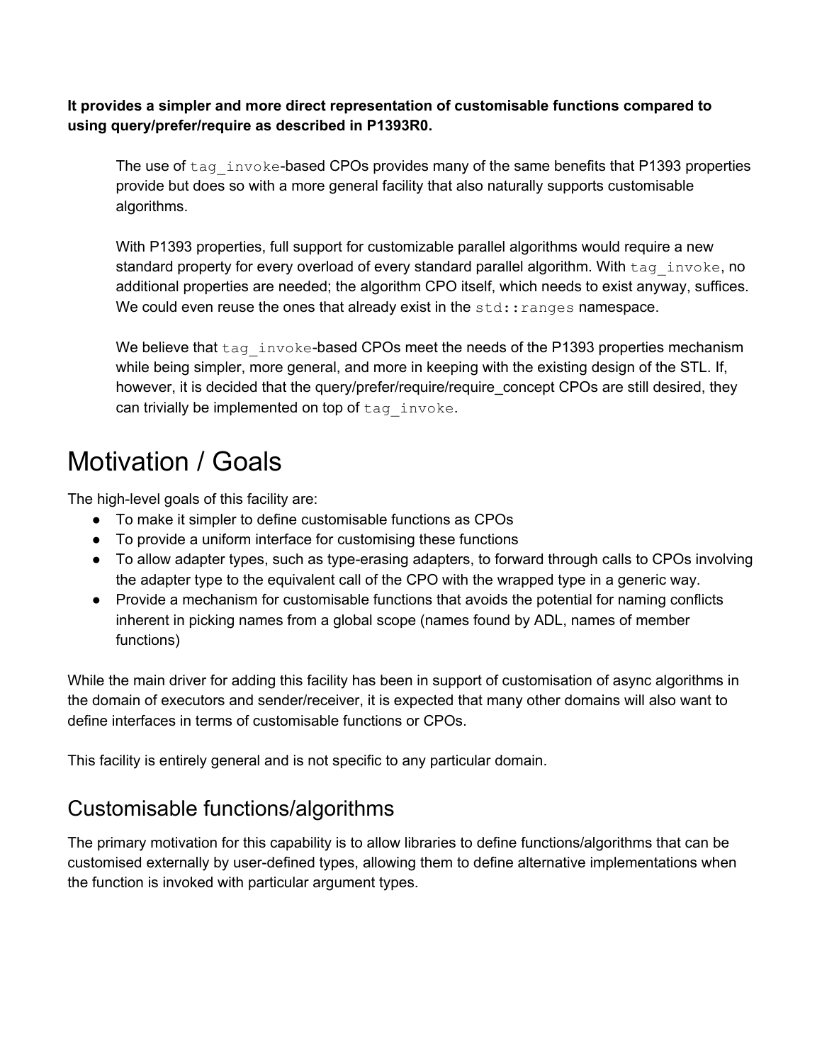**It provides a simpler and more direct representation of customisable functions compared to using query/prefer/require as described in P1393R0.**

> The use of `tag_invoke`-based CPOs provides many of the same benefits that P1393 properties provide but does so with a more general facility that also naturally supports customisable algorithms.
>
> With P1393 properties, full support for customizable parallel algorithms would require a new standard property for every overload of every standard parallel algorithm. With `tag_invoke`, no additional properties are needed; the algorithm CPO itself, which needs to exist anyway, suffices. We could even reuse the ones that already exist in the `std::ranges` namespace.
>
> We believe that `tag_invoke`-based CPOs meet the needs of the P1393 properties mechanism while being simpler, more general, and more in keeping with the existing design of the STL. If, however, it is decided that the query/prefer/require/require_concept CPOs are still desired, they can trivially be implemented on top of `tag_invoke`.

# Motivation / Goals

The high-level goals of this facility are:

- To make it simpler to define customisable functions as CPOs
- To provide a uniform interface for customising these functions
- To allow adapter types, such as type-erasing adapters, to forward through calls to CPOs involving the adapter type to the equivalent call of the CPO with the wrapped type in a generic way.
- Provide a mechanism for customisable functions that avoids the potential for naming conflicts inherent in picking names from a global scope (names found by ADL, names of member functions)

While the main driver for adding this facility has been in support of customisation of async algorithms in the domain of executors and sender/receiver, it is expected that many other domains will also want to define interfaces in terms of customisable functions or CPOs.

This facility is entirely general and is not specific to any particular domain.

## Customisable functions/algorithms

The primary motivation for this capability is to allow libraries to define functions/algorithms that can be customised externally by user-defined types, allowing them to define alternative implementations when the function is invoked with particular argument types.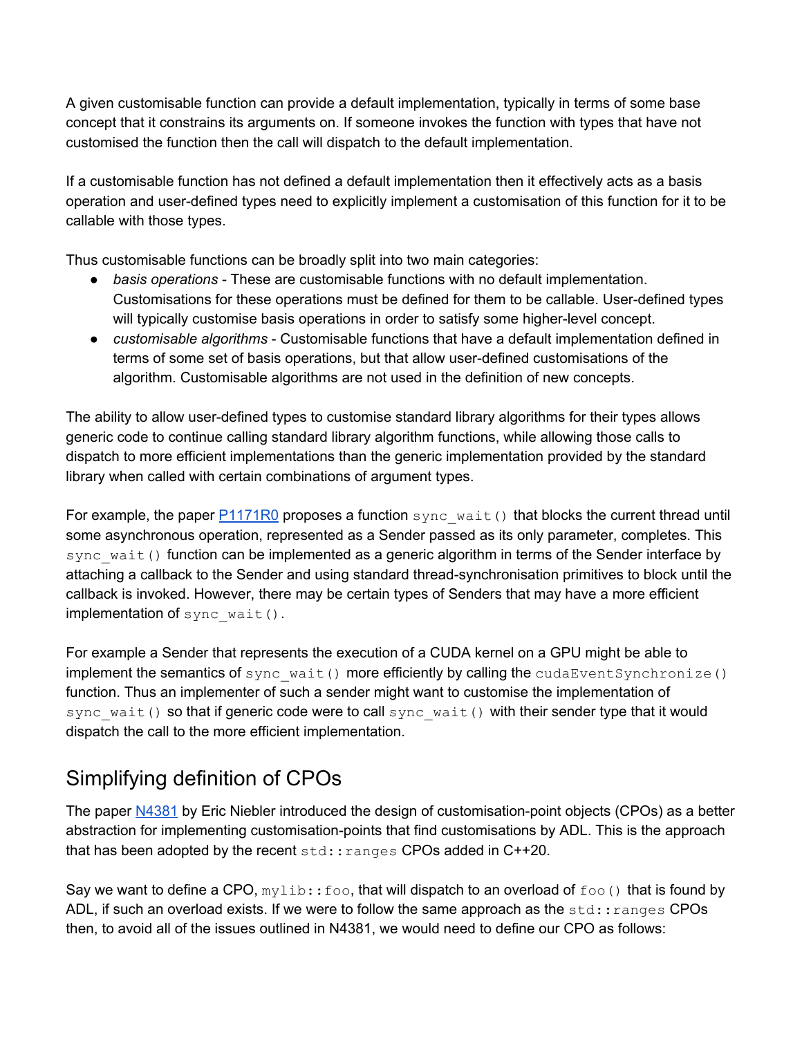A given customisable function can provide a default implementation, typically in terms of some base concept that it constrains its arguments on. If someone invokes the function with types that have not customised the function then the call will dispatch to the default implementation.

If a customisable function has not defined a default implementation then it effectively acts as a basis operation and user-defined types need to explicitly implement a customisation of this function for it to be callable with those types.

Thus customisable functions can be broadly split into two main categories:

- *basis operations* - These are customisable functions with no default implementation. Customisations for these operations must be defined for them to be callable. User-defined types will typically customise basis operations in order to satisfy some higher-level concept.
- *customisable algorithms* - Customisable functions that have a default implementation defined in terms of some set of basis operations, but that allow user-defined customisations of the algorithm. Customisable algorithms are not used in the definition of new concepts.

The ability to allow user-defined types to customise standard library algorithms for their types allows generic code to continue calling standard library algorithm functions, while allowing those calls to dispatch to more efficient implementations than the generic implementation provided by the standard library when called with certain combinations of argument types.

For example, the paper [P1171R0](https://wg21.link/P1171R0) proposes a function `sync_wait()` that blocks the current thread until some asynchronous operation, represented as a Sender passed as its only parameter, completes. This `sync_wait()` function can be implemented as a generic algorithm in terms of the Sender interface by attaching a callback to the Sender and using standard thread-synchronisation primitives to block until the callback is invoked. However, there may be certain types of Senders that may have a more efficient implementation of `sync_wait()`.

For example a Sender that represents the execution of a CUDA kernel on a GPU might be able to implement the semantics of `sync_wait()` more efficiently by calling the `cudaEventSynchronize()` function. Thus an implementer of such a sender might want to customise the implementation of `sync_wait()` so that if generic code were to call `sync_wait()` with their sender type that it would dispatch the call to the more efficient implementation.

## Simplifying definition of CPOs

The paper [N4381](https://wg21.link/N4381) by Eric Niebler introduced the design of customisation-point objects (CPOs) as a better abstraction for implementing customisation-points that find customisations by ADL. This is the approach that has been adopted by the recent `std::ranges` CPOs added in C++20.

Say we want to define a CPO, `mylib::foo`, that will dispatch to an overload of `foo()` that is found by ADL, if such an overload exists. If we were to follow the same approach as the `std::ranges` CPOs then, to avoid all of the issues outlined in N4381, we would need to define our CPO as follows: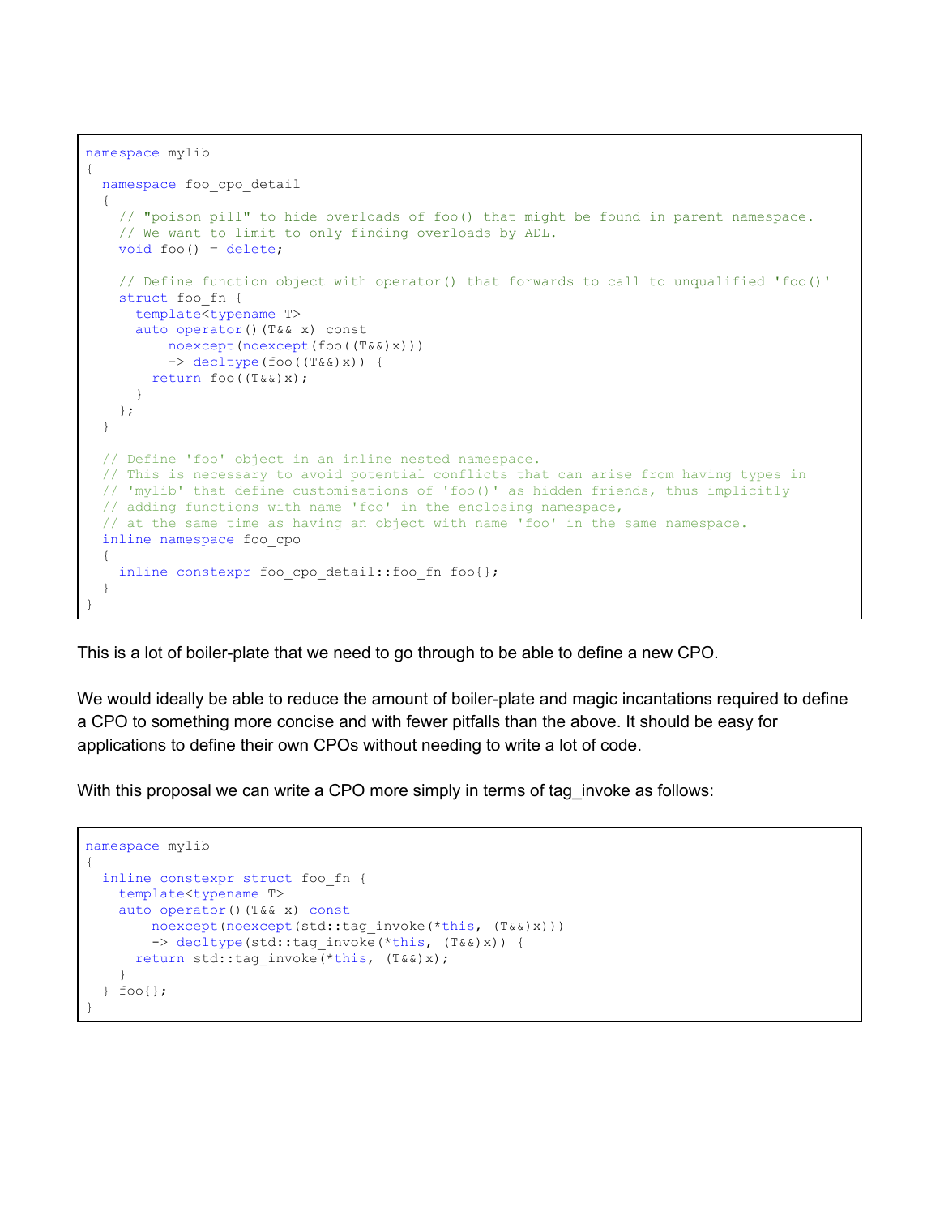```cpp
namespace mylib
{
  namespace foo_cpo_detail
  {
    // "poison pill" to hide overloads of foo() that might be found in parent namespace.
    // We want to only finding overloads by ADL.
    void foo() = delete;

    // Define function object with operator() that forwards to call to unqualified 'foo()'
    struct foo_fn {
      template<typename T>
      auto operator()(T&& x) const
          noexcept(noexcept(foo((T&&)x)))
          -> decltype(foo((T&&)x)) {
        return foo((T&&)x);
      }
    };
  }

  // Define 'foo' object in an inline nested namespace.
  // This is necessary to avoid potential conflicts that can arise from having types in
  // 'mylib' that define customisations of 'foo()' as hidden friends, thus implicitly
  // adding functions with name 'foo' in the enclosing namespace,
  // at the same time as having an object with name 'foo' in the same namespace.
  inline namespace foo_cpo
  {
    inline constexpr foo_cpo_detail::foo_fn foo{};
  }
}
```

This is a lot of boiler-plate that we need to go through to be able to define a new CPO.

We would ideally be able to reduce the amount of boiler-plate and magic incantations required to define a CPO to something more concise and with fewer pitfalls than the above. It should be easy for applications to define their own CPOs without needing to write a lot of code.

With this proposal we can write a CPO more simply in terms of tag_invoke as follows:

```cpp
namespace mylib
{
  inline constexpr struct foo_fn {
    template<typename T>
    auto operator()(T&& x) const
        noexcept(noexcept(std::tag_invoke(*this, (T&&)x)))
        -> decltype(std::tag_invoke(*this, (T&&)x)) {
      return std::tag_invoke(*this, (T&&)x);
    }
  } foo{};
}
```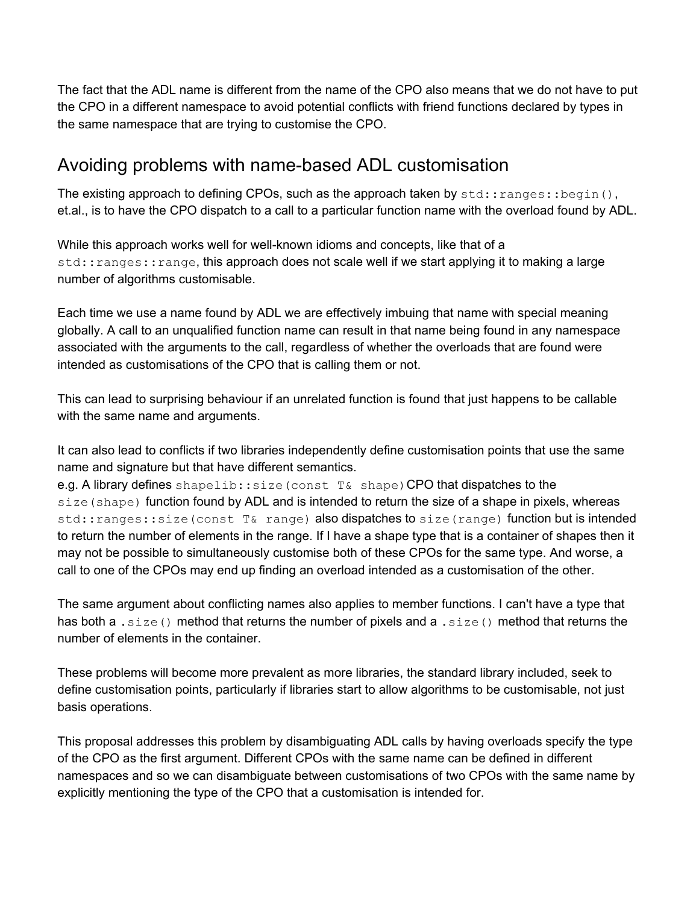The fact that the ADL name is different from the name of the CPO also means that we do not have to put the CPO in a different namespace to avoid potential conflicts with friend functions declared by types in the same namespace that are trying to customise the CPO.

## Avoiding problems with name-based ADL customisation

The existing approach to defining CPOs, such as the approach taken by `std::ranges::begin()`, et.al., is to have the CPO dispatch to a call to a particular function name with the overload found by ADL.

While this approach works well for well-known idioms and concepts, like that of a `std::ranges::range`, this approach does not scale well if we start applying it to making a large number of algorithms customisable.

Each time we use a name found by ADL we are effectively imbuing that name with special meaning globally. A call to an unqualified function name can result in that name being found in any namespace associated with the arguments to the call, regardless of whether the overloads that are found were intended as customisations of the CPO that is calling them or not.

This can lead to surprising behaviour if an unrelated function is found that just happens to be callable with the same name and arguments.

It can also lead to conflicts if two libraries independently define customisation points that use the same name and signature but that have different semantics.
e.g. A library defines `shapelib::size(const T& shape)` CPO that dispatches to the `size(shape)` function found by ADL and is intended to return the size of a shape in pixels, whereas `std::ranges::size(const T& range)` also dispatches to `size(range)` function but is intended to return the number of elements in the range. If I have a shape type that is a container of shapes then it may not be possible to simultaneously customise both of these CPOs for the same type. And worse, a call to one of the CPOs may end up finding an overload intended as a customisation of the other.

The same argument about conflicting names also applies to member functions. I can't have a type that has both a `.size()` method that returns the number of pixels and a `.size()` method that returns the number of elements in the container.

These problems will become more prevalent as more libraries, the standard library included, seek to define customisation points, particularly if libraries start to allow algorithms to be customisable, not just basis operations.

This proposal addresses this problem by disambiguating ADL calls by having overloads specify the type of the CPO as the first argument. Different CPOs with the same name can be defined in different namespaces and so we can disambiguate between customisations of two CPOs with the same name by explicitly mentioning the type of the CPO that a customisation is intended for.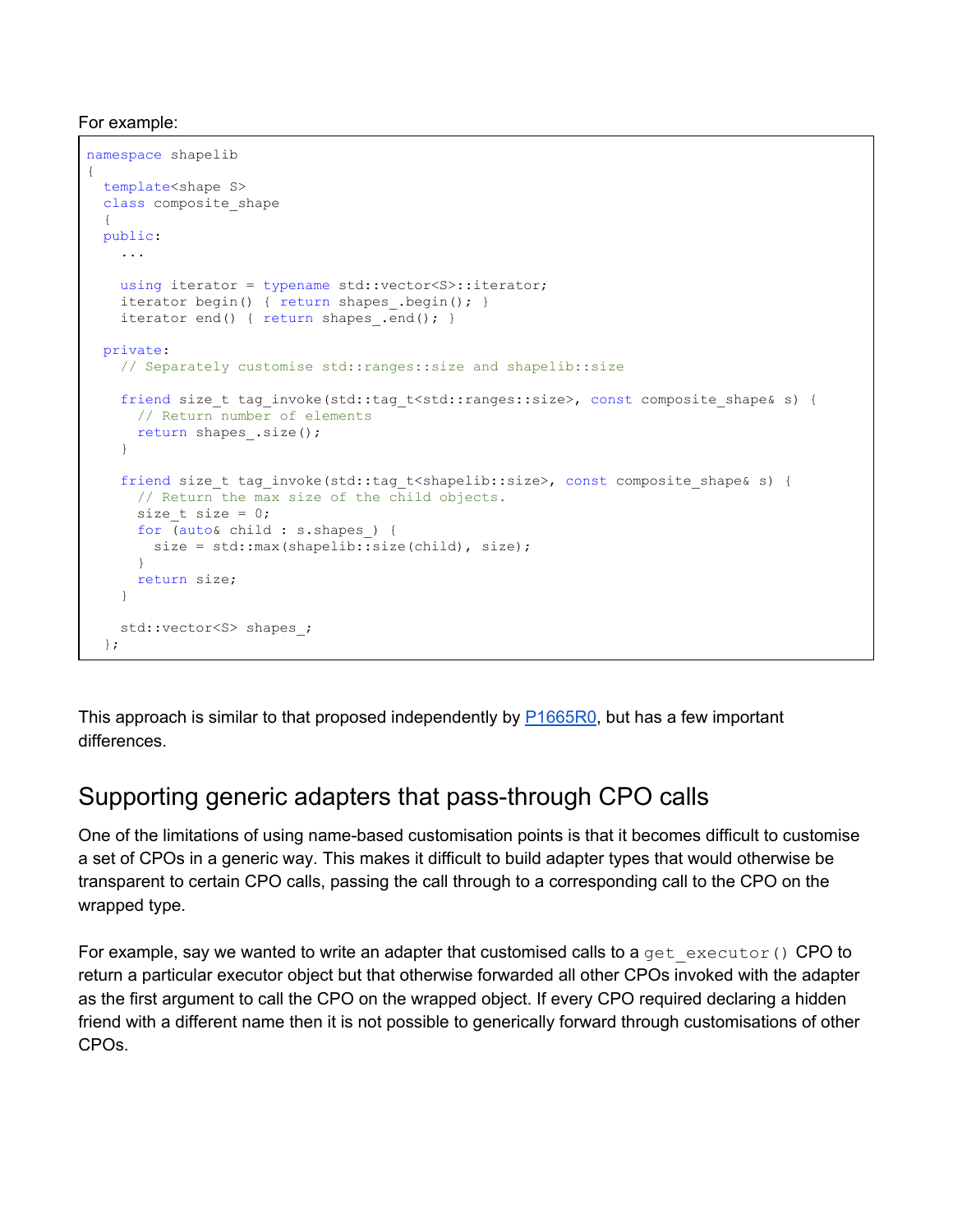For example:

```
namespace shapelib
{
  template<shape S>
  class composite_shape
  {
  public:
    ...

    using iterator = typename std::vector<S>::iterator;
    iterator begin() { return shapes_.begin(); }
    iterator end() { return shapes_.end(); }

  private:
    // Separately customise std::ranges::size and shapelib::size

    friend size_t tag_invoke(std::tag_t<std::ranges::size>, const composite_shape& s) {
      // Return number of elements
      return shapes_.size();
    }

    friend size_t tag_invoke(std::tag_t<shapelib::size>, const composite_shape& s) {
      // Return the max size of the child objects.
      size_t size = 0;
      for (auto& child : s.shapes_) {
        size = std::max(shapelib::size(child), size);
      }
      return size;
    }

    std::vector<S> shapes_;
  };
```

This approach is similar to that proposed independently by [P1665R0](), but has a few important differences.

## Supporting generic adapters that pass-through CPO calls

One of the limitations of using name-based customisation points is that it becomes difficult to customise a set of CPOs in a generic way. This makes it difficult to build adapter types that would otherwise be transparent to certain CPO calls, passing the call through to a corresponding call to the CPO on the wrapped type.

For example, say we wanted to write an adapter that customised calls to a `get_executor()` CPO to return a particular executor object but that otherwise forwarded all other CPOs invoked with the adapter as the first argument to call the CPO on the wrapped object. If every CPO required declaring a hidden friend with a different name then it is not possible to generically forward through customisations of other CPOs.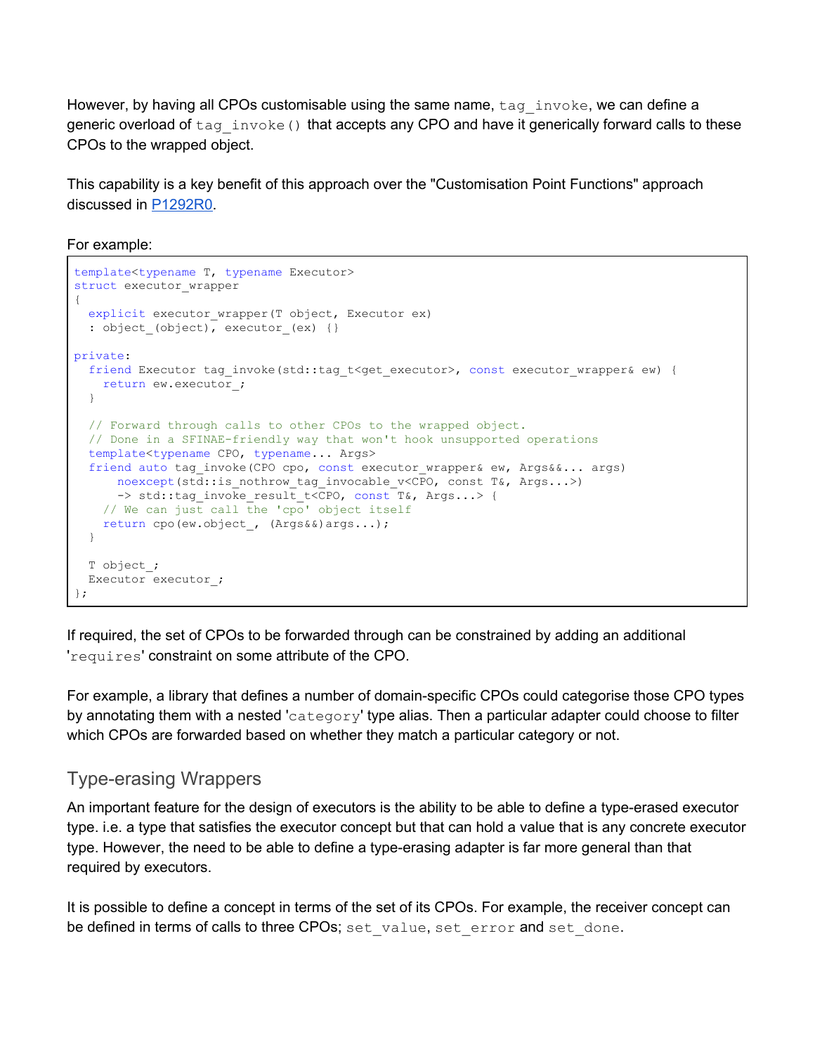However, by having all CPOs customisable using the same name, `tag_invoke`, we can define a generic overload of `tag_invoke()` that accepts any CPO and have it generically forward calls to these CPOs to the wrapped object.

This capability is a key benefit of this approach over the "Customisation Point Functions" approach discussed in [P1292R0](P1292R0).

For example:

```
template<typename T, typename Executor>
struct executor_wrapper
{
  explicit executor_wrapper(T object, Executor ex)
  : object_(object), executor_(ex) {}

private:
  friend Executor tag_invoke(std::tag_t<get_executor>, const executor_wrapper& ew) {
    return ew.executor_;
  }

  // Forward through calls to other CPOs to the wrapped object.
  // Done in a SFINAE-friendly way that won't hook unsupported operations
  template<typename CPO, typename... Args>
  friend auto tag_invoke(CPO cpo, const executor_wrapper& ew, Args&&... args)
      noexcept(std::is_nothrow_tag_invocable_v<CPO, const T&, Args...>)
      -> std::tag_invoke_result_t<CPO, const T&, Args...> {
    // We can just call the 'cpo' object itself
    return cpo(ew.object_, (Args&&)args...);
  }

  T object_;
  Executor executor_;
};
```

If required, the set of CPOs to be forwarded through can be constrained by adding an additional '`requires`' constraint on some attribute of the CPO.

For example, a library that defines a number of domain-specific CPOs could categorise those CPO types by annotating them with a nested '`category`' type alias. Then a particular adapter could choose to filter which CPOs are forwarded based on whether they match a particular category or not.

## Type-erasing Wrappers

An important feature for the design of executors is the ability to be able to define a type-erased executor type. i.e. a type that satisfies the executor concept but that can hold a value that is any concrete executor type. However, the need to be able to define a type-erasing adapter is far more general than that required by executors.

It is possible to define a concept in terms of the set of its CPOs. For example, the receiver concept can be defined in terms of calls to three CPOs; `set_value`, `set_error` and `set_done`.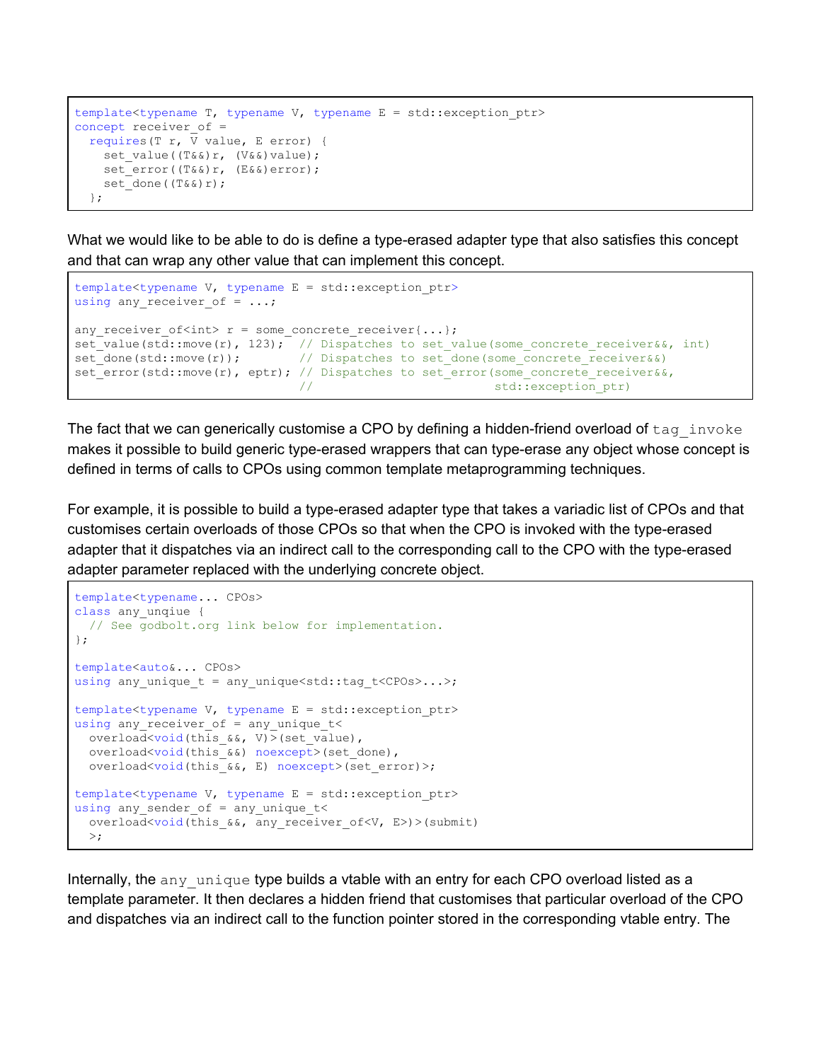```
template<typename T, typename V, typename E = std::exception_ptr>
concept receiver_of =
  requires(T r, V value, E error) {
    set_value((T&&)r, (V&&)value);
    set_error((T&&)r, (E&&)error);
    set_done((T&&)r);
  };
```

What we would like to be able to do is define a type-erased adapter type that also satisfies this concept and that can wrap any other value that can implement this concept.

```
template<typename V, typename E = std::exception_ptr>
using any_receiver_of = ...;

any_receiver_of<int> r = some_concrete_receiver{...};
set_value(std::move(r), 123);  // Dispatches to set_value(some_concrete_receiver&&, int)
set_done(std::move(r));        // Dispatches to set_done(some_concrete_receiver&&)
set_error(std::move(r), eptr); // Dispatches to set_error(some_concrete_receiver&&,
                               //                         std::exception_ptr)
```

The fact that we can generically customise a CPO by defining a hidden-friend overload of `tag_invoke` makes it possible to build generic type-erased wrappers that can type-erase any object whose concept is defined in terms of calls to CPOs using common template metaprogramming techniques.

For example, it is possible to build a type-erased adapter type that takes a variadic list of CPOs and that customises certain overloads of those CPOs so that when the CPO is invoked with the type-erased adapter that it dispatches via an indirect call to the corresponding call to the CPO with the type-erased adapter parameter replaced with the underlying concrete object.

```
template<typename... CPOs>
class any_unqiue {
  // See godbolt.org link below for implementation.
};

template<auto&... CPOs>
using any_unique_t = any_unique<std::tag_t<CPOs>...>;

template<typename V, typename E = std::exception_ptr>
using any_receiver_of = any_unique_t<
  overload<void(this_&&, V)>(set_value),
  overload<void(this_&&) noexcept>(set_done),
  overload<void(this_&&, E) noexcept>(set_error)>;

template<typename V, typename E = std::exception_ptr>
using any_sender_of = any_unique_t<
  overload<void(this_&&, any_receiver_of<V, E>)>(submit)
  >;
```

Internally, the `any_unique` type builds a vtable with an entry for each CPO overload listed as a template parameter. It then declares a hidden friend that customises that particular overload of the CPO and dispatches via an indirect call to the function pointer stored in the corresponding vtable entry. The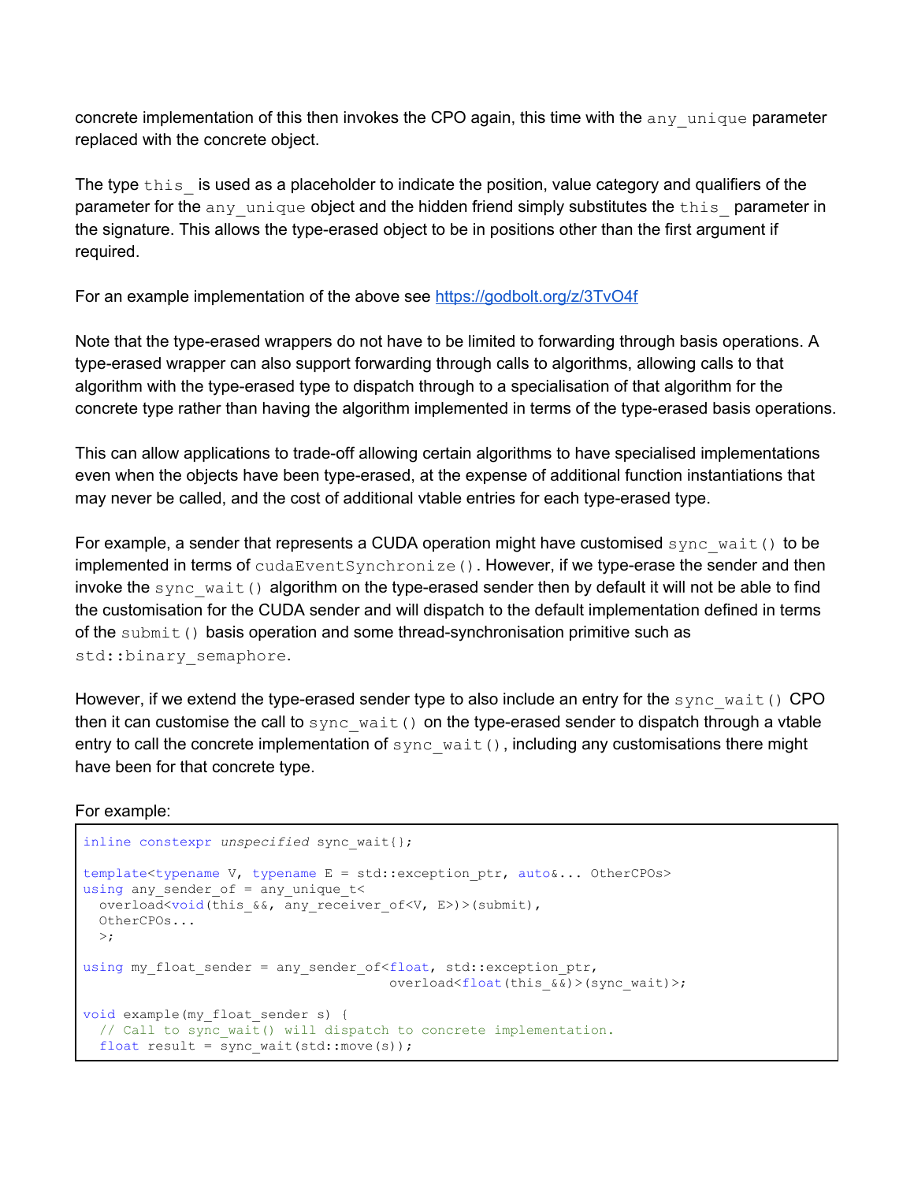concrete implementation of this then invokes the CPO again, this time with the `any_unique` parameter replaced with the concrete object.

The type `this_` is used as a placeholder to indicate the position, value category and qualifiers of the parameter for the `any_unique` object and the hidden friend simply substitutes the `this_` parameter in the signature. This allows the type-erased object to be in positions other than the first argument if required.

For an example implementation of the above see https://godbolt.org/z/3TvO4f

Note that the type-erased wrappers do not have to be limited to forwarding through basis operations. A type-erased wrapper can also support forwarding through calls to algorithms, allowing calls to that algorithm with the type-erased type to dispatch through to a specialisation of that algorithm for the concrete type rather than having the algorithm implemented in terms of the type-erased basis operations.

This can allow applications to trade-off allowing certain algorithms to have specialised implementations even when the objects have been type-erased, at the expense of additional function instantiations that may never be called, and the cost of additional vtable entries for each type-erased type.

For example, a sender that represents a CUDA operation might have customised `sync_wait()` to be implemented in terms of `cudaEventSynchronize()`. However, if we type-erase the sender and then invoke the `sync_wait()` algorithm on the type-erased sender then by default it will not be able to find the customisation for the CUDA sender and will dispatch to the default implementation defined in terms of the `submit()` basis operation and some thread-synchronisation primitive such as `std::binary_semaphore`.

However, if we extend the type-erased sender type to also include an entry for the `sync_wait()` CPO then it can customise the call to `sync_wait()` on the type-erased sender to dispatch through a vtable entry to call the concrete implementation of `sync_wait()`, including any customisations there might have been for that concrete type.

For example:

```
inline constexpr unspecified sync_wait{};

template<typename V, typename E = std::exception_ptr, auto&... OtherCPOs>
using any_sender_of = any_unique_t<
  overload<void(this_&&, any_receiver_of<V, E>)>(submit),
  OtherCPOs...
  >;

using my_float_sender = any_sender_of<float, std::exception_ptr,
                                       overload<float(this_&&)>(sync_wait)>;

void example(my_float_sender s) {
  // Call to sync_wait() will dispatch to concrete implementation.
  float result = sync_wait(std::move(s));
```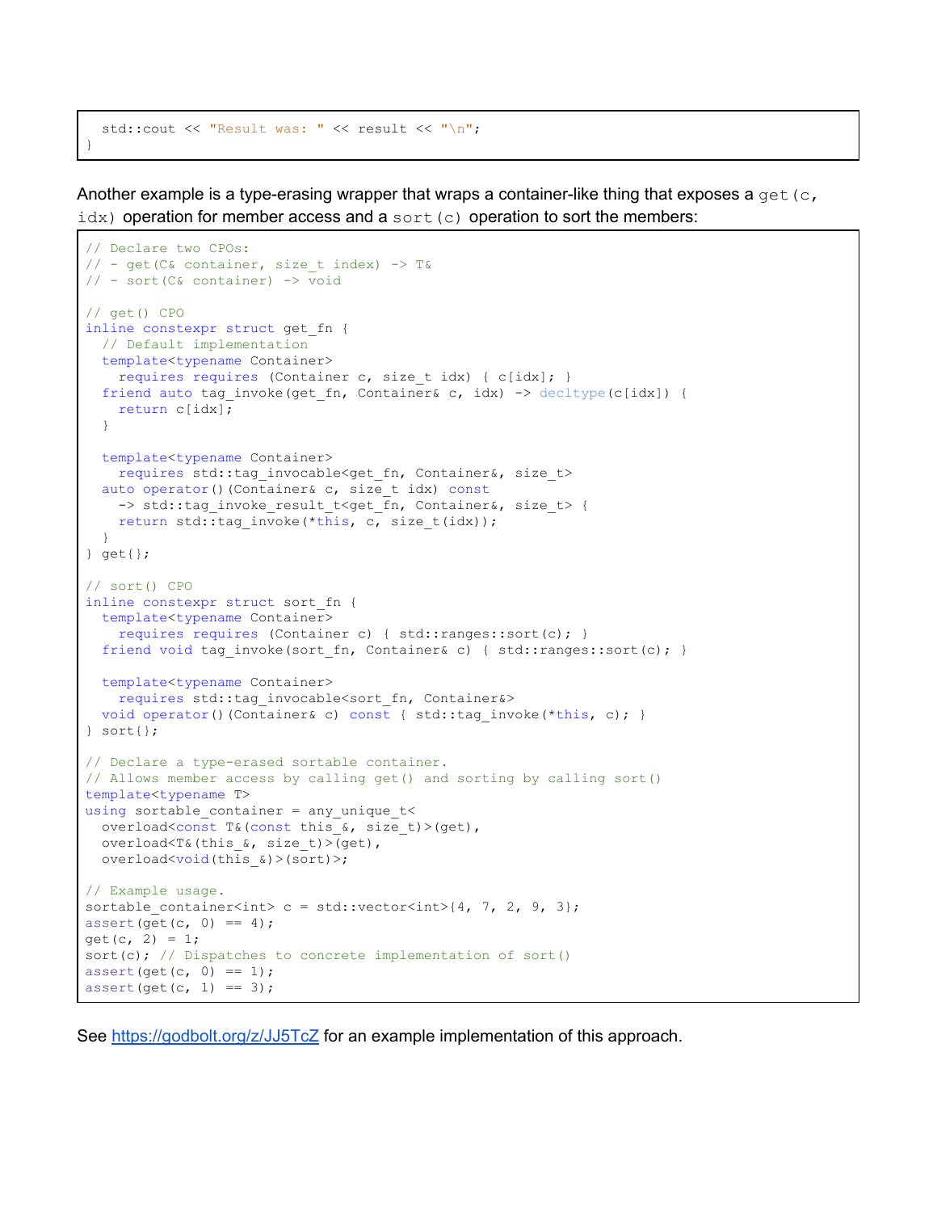```
  std::cout << "Result was: " << result << "\n";
}
```

Another example is a type-erasing wrapper that wraps a container-like thing that exposes a `get(c, idx)` operation for member access and a `sort(c)` operation to sort the members:

```
// Declare two CPOs:
// - get(C& container, size_t index) -> T&
// - sort(C& container) -> void

// get() CPO
inline constexpr struct get_fn {
  // Default implementation
  template<typename Container>
    requires requires (Container c, size_t idx) { c[idx]; }
  friend auto tag_invoke(get_fn, Container& c, idx) -> decltype(c[idx]) {
    return c[idx];
  }

  template<typename Container>
    requires std::tag_invocable<get_fn, Container&, size_t>
  auto operator()(Container& c, size_t idx) const
    -> std::tag_invoke_result_t<get_fn, Container&, size_t> {
    return std::tag_invoke(*this, c, size_t(idx));
  }
} get{};

// sort() CPO
inline constexpr struct sort_fn {
  template<typename Container>
    requires requires (Container c) { std::ranges::sort(c); }
  friend void tag_invoke(sort_fn, Container& c) { std::ranges::sort(c); }

  template<typename Container>
    requires std::tag_invocable<sort_fn, Container&>
  void operator()(Container& c) const { std::tag_invoke(*this, c); }
} sort{};

// Declare a type-erased sortable container.
// Allows member access by calling get() and sorting by calling sort()
template<typename T>
using sortable_container = any_unique_t<
  overload<const T&(const this_&, size_t)>(get),
  overload<T&(this_&, size_t)>(get),
  overload<void(this_&)>(sort)>;

// Example usage.
sortable_container<int> c = std::vector<int>{4, 7, 2, 9, 3};
assert(get(c, 0) == 4);
get(c, 2) = 1;
sort(c); // Dispatches to concrete implementation of sort()
assert(get(c, 0) == 1);
assert(get(c, 1) == 3);
```

See https://godbolt.org/z/JJ5TcZ for an example implementation of this approach.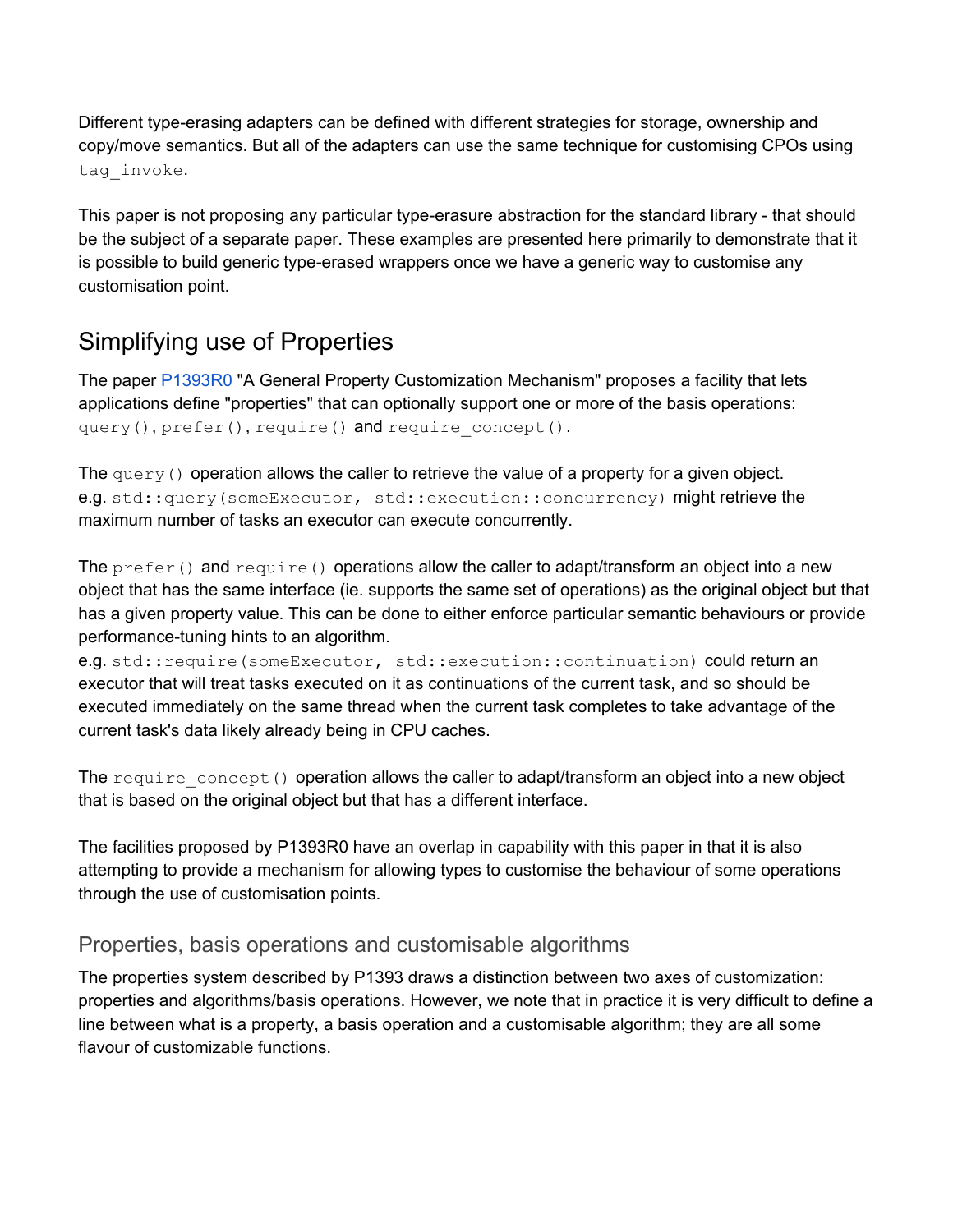Different type-erasing adapters can be defined with different strategies for storage, ownership and copy/move semantics. But all of the adapters can use the same technique for customising CPOs using `tag_invoke`.

This paper is not proposing any particular type-erasure abstraction for the standard library - that should be the subject of a separate paper. These examples are presented here primarily to demonstrate that it is possible to build generic type-erased wrappers once we have a generic way to customise any customisation point.

## Simplifying use of Properties

The paper [P1393R0](https://wg21.link/P1393R0) "A General Property Customization Mechanism" proposes a facility that lets applications define "properties" that can optionally support one or more of the basis operations: `query()`, `prefer()`, `require()` and `require_concept()`.

The `query()` operation allows the caller to retrieve the value of a property for a given object. e.g. `std::query(someExecutor, std::execution::concurrency)` might retrieve the maximum number of tasks an executor can execute concurrently.

The `prefer()` and `require()` operations allow the caller to adapt/transform an object into a new object that has the same interface (ie. supports the same set of operations) as the original object but that has a given property value. This can be done to either enforce particular semantic behaviours or provide performance-tuning hints to an algorithm.
e.g. `std::require(someExecutor, std::execution::continuation)` could return an executor that will treat tasks executed on it as continuations of the current task, and so should be executed immediately on the same thread when the current task completes to take advantage of the current task's data likely already being in CPU caches.

The `require_concept()` operation allows the caller to adapt/transform an object into a new object that is based on the original object but that has a different interface.

The facilities proposed by P1393R0 have an overlap in capability with this paper in that it is also attempting to provide a mechanism for allowing types to customise the behaviour of some operations through the use of customisation points.

### Properties, basis operations and customisable algorithms

The properties system described by P1393 draws a distinction between two axes of customization: properties and algorithms/basis operations. However, we note that in practice it is very difficult to define a line between what is a property, a basis operation and a customisable algorithm; they are all some flavour of customizable functions.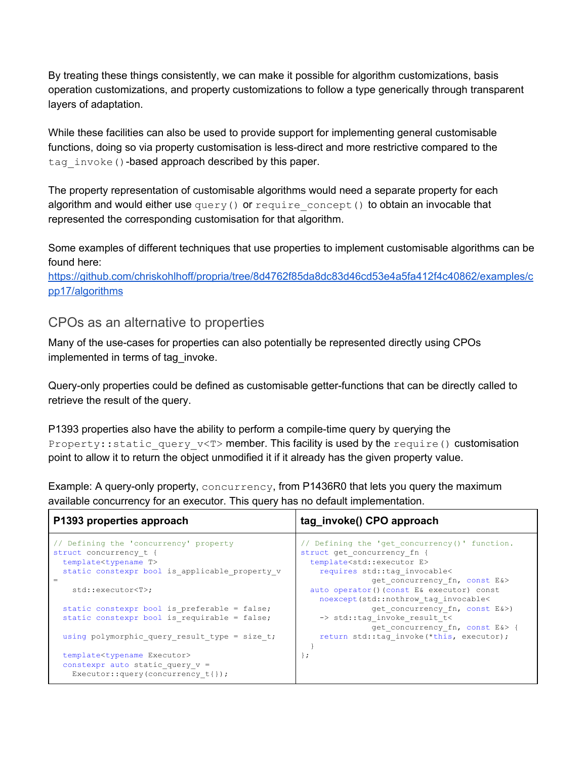By treating these things consistently, we can make it possible for algorithm customizations, basis operation customizations, and property customizations to follow a type generically through transparent layers of adaptation.

While these facilities can also be used to provide support for implementing general customisable functions, doing so via property customisation is less-direct and more restrictive compared to the `tag_invoke()`-based approach described by this paper.

The property representation of customisable algorithms would need a separate property for each algorithm and would either use `query()` or `require_concept()` to obtain an invocable that represented the corresponding customisation for that algorithm.

Some examples of different techniques that use properties to implement customisable algorithms can be found here:
[https://github.com/chriskohlhoff/propria/tree/8d4762f85da8dc83d46cd53e4a5fa412f4c40862/examples/cpp17/algorithms](https://github.com/chriskohlhoff/propria/tree/8d4762f85da8dc83d46cd53e4a5fa412f4c40862/examples/cpp17/algorithms)

## CPOs as an alternative to properties

Many of the use-cases for properties can also potentially be represented directly using CPOs implemented in terms of tag_invoke.

Query-only properties could be defined as customisable getter-functions that can be directly called to retrieve the result of the query.

P1393 properties also have the ability to perform a compile-time query by querying the `Property::static_query_v<T>` member. This facility is used by the `require()` customisation point to allow it to return the object unmodified it if it already has the given property value.

Example: A query-only property, `concurrency`, from P1436R0 that lets you query the maximum available concurrency for an executor. This query has no default implementation.

| P1393 properties approach | tag_invoke() CPO approach |
|---|---|
| <pre>// Defining the 'concurrency' property<br>struct concurrency_t {<br>  template<typename T><br>  static constexpr bool is_applicable_property_v<br>=<br>    std::executor<T>;<br><br>  static constexpr bool is_preferable = false;<br>  static constexpr bool is_requirable = false;<br><br>  using polymorphic_query_result_type = size_t;<br><br>  template<typename Executor><br>  constexpr auto static_query_v =<br>    Executor::query(concurrency_t{});</pre> | <pre>// Defining the 'get_concurrency()' function.<br>struct get_concurrency_fn {<br>  template<std::executor E><br>    requires std::tag_invocable<<br>                get_concurrency_fn, const E&><br>  auto operator()(const E& executor) const<br>    noexcept(std::nothrow_tag_invocable<<br>                get_concurrency_fn, const E&>)<br>    -> std::tag_invoke_result_t<<br>                get_concurrency_fn, const E&> {<br>    return std::tag_invoke(*this, executor);<br>  }<br>};</pre> |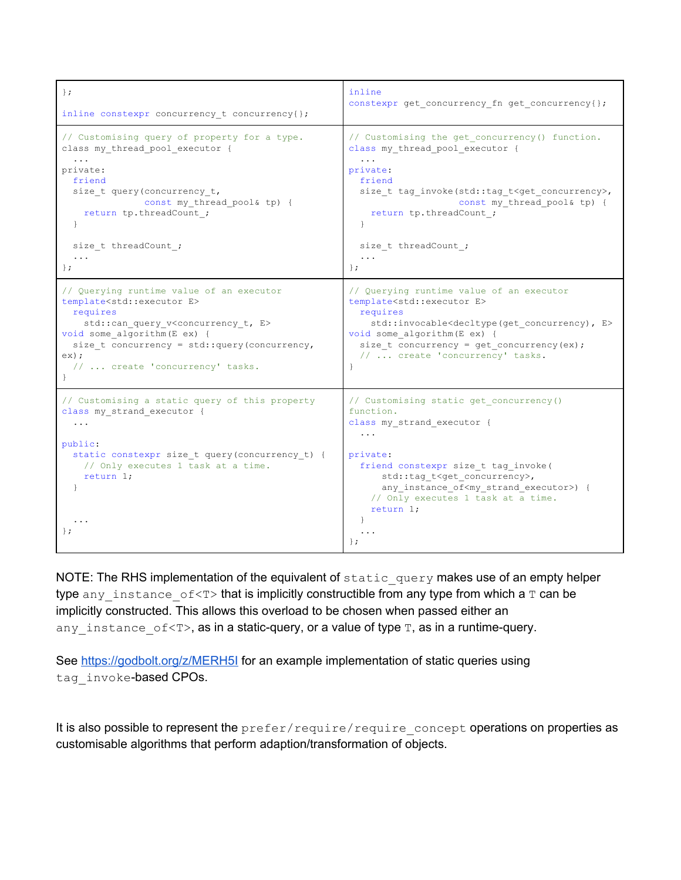| | |
|---|---|
| <pre>};<br><br>inline constexpr concurrency_t concurrency{};</pre> | <pre>inline<br>constexpr get_concurrency_fn get_concurrency{};</pre> |
| <pre>// Customising query of property for a type.<br>class my_thread_pool_executor {<br>  ...<br>private:<br>  friend<br>  size_t query(concurrency_t,<br>               const my_thread_pool& tp) {<br>    return tp.threadCount_;<br>  }<br><br>  size_t threadCount_;<br>  ...<br>};</pre> | <pre>// Customising the get_concurrency() function.<br>class my_thread_pool_executor {<br>  ...<br>private:<br>  friend<br>  size_t tag_invoke(std::tag_t<get_concurrency>,<br>                    const my_thread_pool& tp) {<br>    return tp.threadCount_;<br>  }<br><br>  size_t threadCount_;<br>  ...<br>};</pre> |
| <pre>// Querying runtime value of an executor<br>template<std::executor E><br>  requires<br>    std::can_query_v<concurrency_t, E><br>void some_algorithm(E ex) {<br>  size_t concurrency = std::query(concurrency,<br>ex);<br>  // ... create 'concurrency' tasks.<br>}</pre> | <pre>// Querying runtime value of an executor<br>template<std::executor E><br>  requires<br>    std::invocable<decltype(get_concurrency), E><br>void some_algorithm(E ex) {<br>  size_t concurrency = get_concurrency(ex);<br>  // ... create 'concurrency' tasks.<br>}</pre> |
| <pre>// Customising a static query of this property<br>class my_strand_executor {<br>  ...<br><br>public:<br>  static constexpr size_t query(concurrency_t) {<br>    // Only executes 1 task at a time.<br>    return 1;<br>  }<br><br><br>  ...<br>};</pre> | <pre>// Customising static get_concurrency()<br>function.<br>class my_strand_executor {<br>  ...<br><br>private:<br>  friend constexpr size_t tag_invoke(<br>      std::tag_t<get_concurrency>,<br>      any_instance_of<my_strand_executor>) {<br>    // Only executes 1 task at a time.<br>    return 1;<br>  }<br>  ...<br>};</pre> |

NOTE: The RHS implementation of the equivalent of `static_query` makes use of an empty helper type `any_instance_of<T>` that is implicitly constructible from any type from which a `T` can be implicitly constructed. This allows this overload to be chosen when passed either an `any_instance_of<T>`, as in a static-query, or a value of type `T`, as in a runtime-query.

See [https://godbolt.org/z/MERH5l](https://godbolt.org/z/MERH5l) for an example implementation of static queries using `tag_invoke`-based CPOs.

It is also possible to represent the `prefer`/`require`/`require_concept` operations on properties as customisable algorithms that perform adaption/transformation of objects.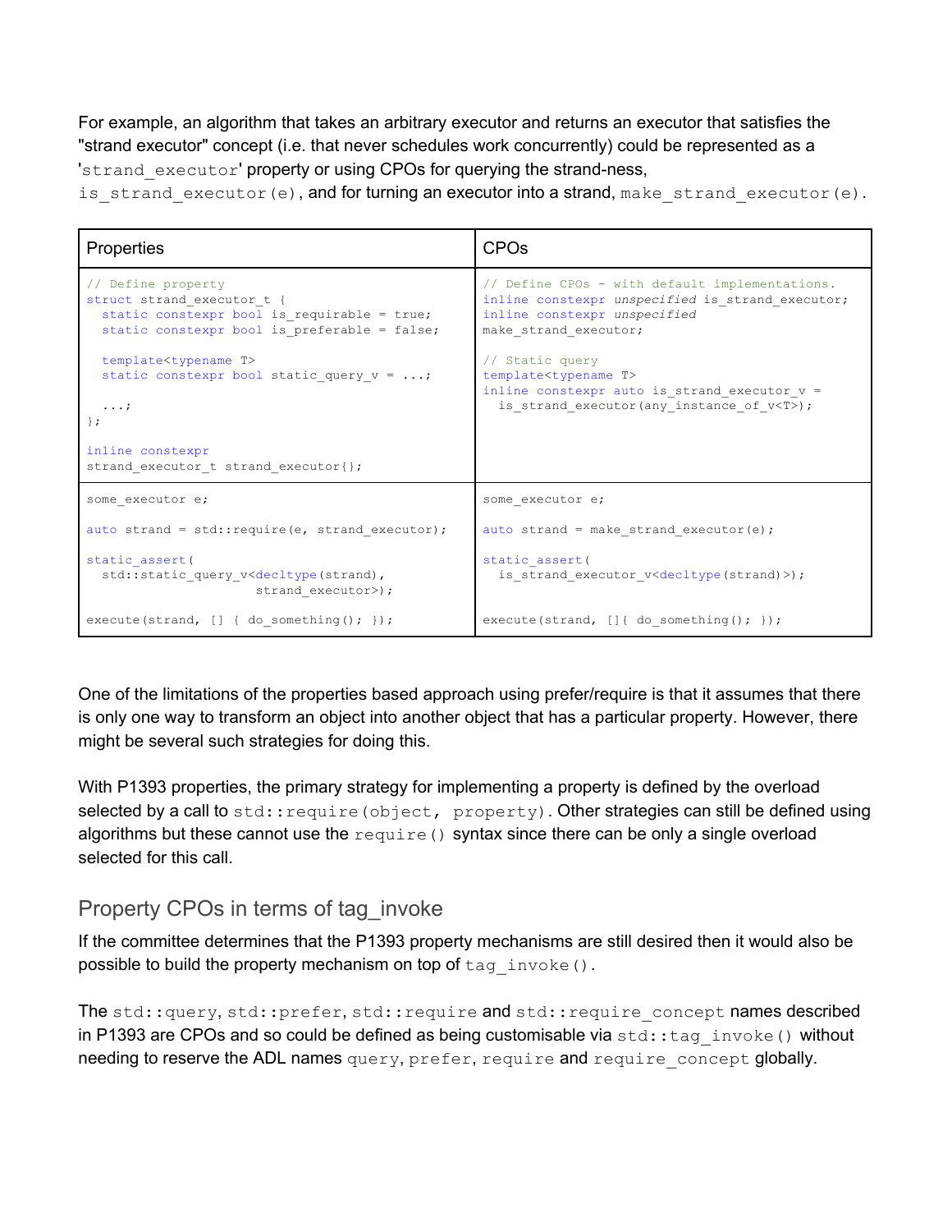For example, an algorithm that takes an arbitrary executor and returns an executor that satisfies the "strand executor" concept (i.e. that never schedules work concurrently) could be represented as a '`strand_executor`' property or using CPOs for querying the strand-ness, `is_strand_executor(e)`, and for turning an executor into a strand, `make_strand_executor(e)`.

<table>
<tr><th>Properties</th><th>CPOs</th></tr>
<tr><td>

```
// Define property
struct strand_executor_t {
  static constexpr bool is_requirable = true;
  static constexpr bool is_preferable = false;

  template<typename T>
  static constexpr bool static_query_v = ...;

  ...;
};

inline constexpr
strand_executor_t strand_executor{};
```

</td><td>

```
// Define CPOs - with default implementations.
inline constexpr unspecified is_strand_executor;
inline constexpr unspecified
make_strand_executor;

// Static query
template<typename T>
inline constexpr auto is_strand_executor_v =
  is_strand_executor(any_instance_of_v<T>);
```

</td></tr>
<tr><td>

```
some_executor e;

auto strand = std::require(e, strand_executor);

static_assert(
  std::static_query_v<decltype(strand),
                      strand_executor>);

execute(strand, [] { do_something(); });
```

</td><td>

```
some_executor e;

auto strand = make_strand_executor(e);

static_assert(
  is_strand_executor_v<decltype(strand)>);

execute(strand, []{ do_something(); });
```

</td></tr>
</table>

One of the limitations of the properties based approach using prefer/require is that it assumes that there is only one way to transform an object into another object that has a particular property. However, there might be several such strategies for doing this.

With P1393 properties, the primary strategy for implementing a property is defined by the overload selected by a call to `std::require(object, property)`. Other strategies can still be defined using algorithms but these cannot use the `require()` syntax since there can be only a single overload selected for this call.

## Property CPOs in terms of tag_invoke

If the committee determines that the P1393 property mechanisms are still desired then it would also be possible to build the property mechanism on top of `tag_invoke()`.

The `std::query`, `std::prefer`, `std::require` and `std::require_concept` names described in P1393 are CPOs and so could be defined as being customisable via `std::tag_invoke()` without needing to reserve the ADL names `query`, `prefer`, `require` and `require_concept` globally.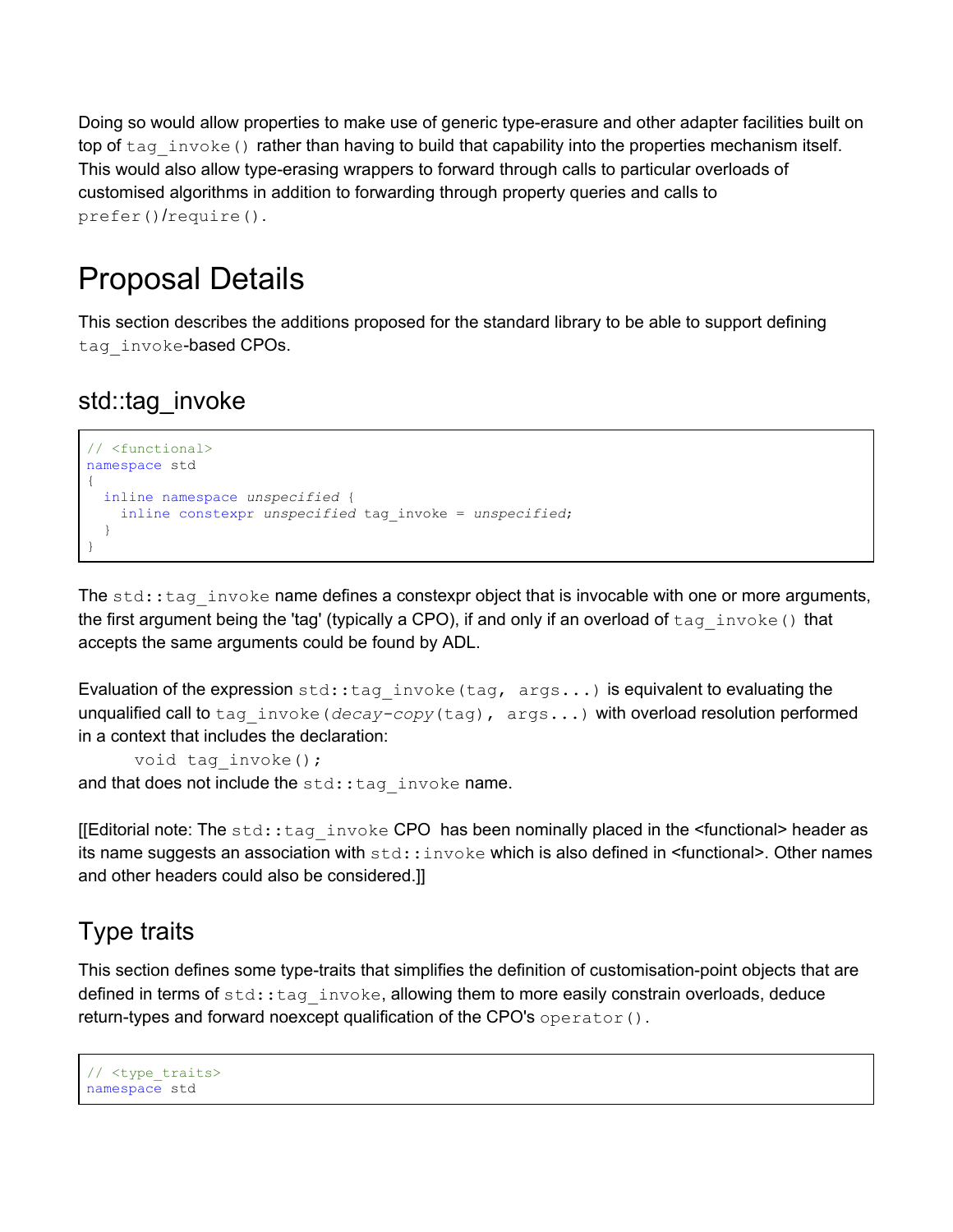Doing so would allow properties to make use of generic type-erasure and other adapter facilities built on top of `tag_invoke()` rather than having to build that capability into the properties mechanism itself. This would also allow type-erasing wrappers to forward through calls to particular overloads of customised algorithms in addition to forwarding through property queries and calls to `prefer()`/`require()`.

# Proposal Details

This section describes the additions proposed for the standard library to be able to support defining `tag_invoke`-based CPOs.

## std::tag_invoke

```
// <functional>
namespace std
{
  inline namespace unspecified {
    inline constexpr unspecified tag_invoke = unspecified;
  }
}
```

The `std::tag_invoke` name defines a constexpr object that is invocable with one or more arguments, the first argument being the 'tag' (typically a CPO), if and only if an overload of `tag_invoke()` that accepts the same arguments could be found by ADL.

Evaluation of the expression `std::tag_invoke(tag, args...)` is equivalent to evaluating the unqualified call to `tag_invoke(`*`decay-copy`*`(tag), args...)` with overload resolution performed in a context that includes the declaration:

```
void tag_invoke();
```

and that does not include the `std::tag_invoke` name.

[[Editorial note: The `std::tag_invoke` CPO has been nominally placed in the <functional> header as its name suggests an association with `std::invoke` which is also defined in <functional>. Other names and other headers could also be considered.]]

## Type traits

This section defines some type-traits that simplifies the definition of customisation-point objects that are defined in terms of `std::tag_invoke`, allowing them to more easily constrain overloads, deduce return-types and forward noexcept qualification of the CPO's `operator()`.

```
// <type_traits>
namespace std
```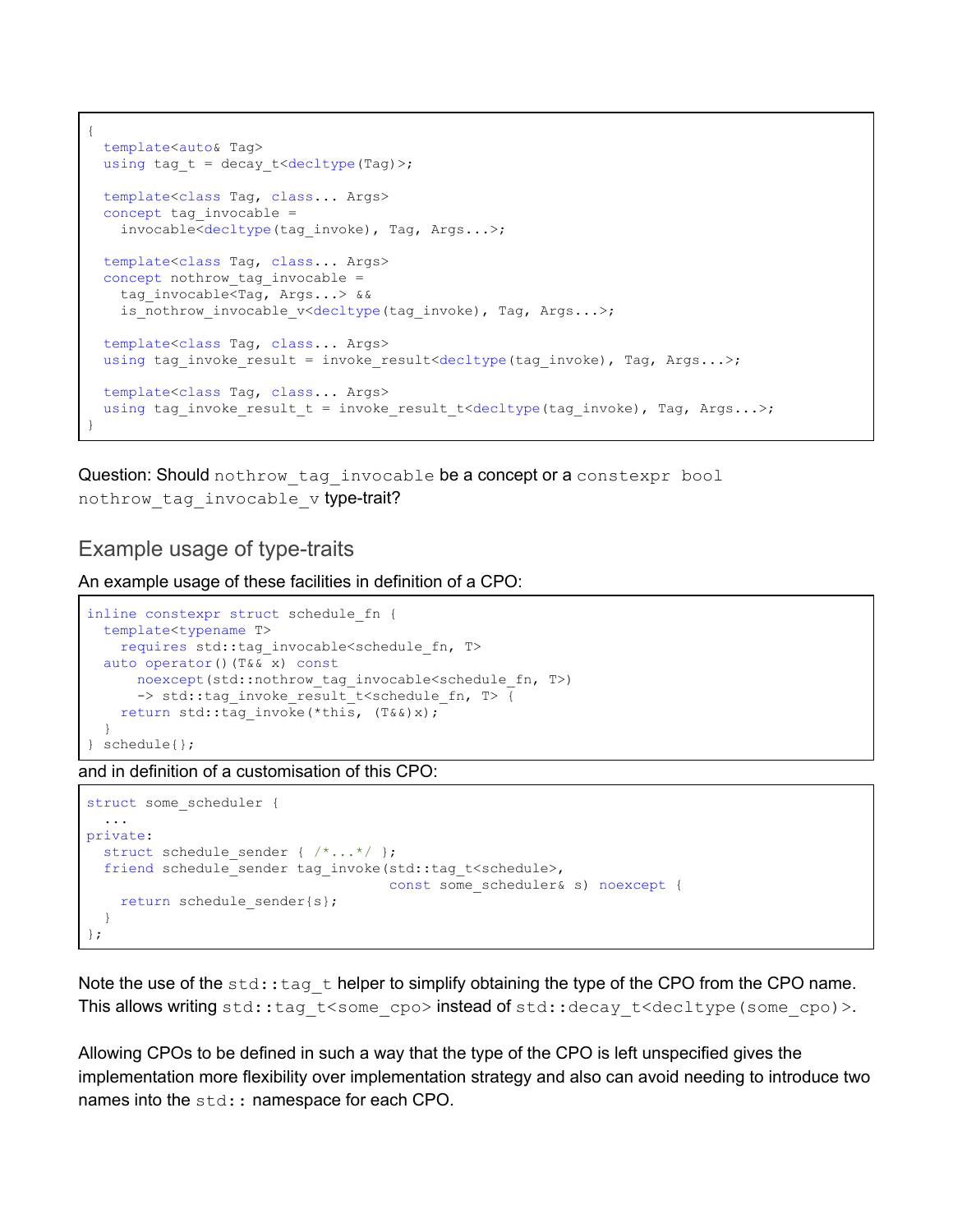```
{
  template<auto& Tag>
  using tag_t = decay_t<decltype(Tag)>;

  template<class Tag, class... Args>
  concept tag_invocable =
    invocable<decltype(tag_invoke), Tag, Args...>;

  template<class Tag, class... Args>
  concept nothrow_tag_invocable =
    tag_invocable<Tag, Args...> &&
    is_nothrow_invocable_v<decltype(tag_invoke), Tag, Args...>;

  template<class Tag, class... Args>
  using tag_invoke_result = invoke_result<decltype(tag_invoke), Tag, Args...>;

  template<class Tag, class... Args>
  using tag_invoke_result_t = invoke_result_t<decltype(tag_invoke), Tag, Args...>;
}
```

Question: Should `nothrow_tag_invocable` be a concept or a `constexpr bool nothrow_tag_invocable_v` type-trait?

## Example usage of type-traits

An example usage of these facilities in definition of a CPO:

```
inline constexpr struct schedule_fn {
  template<typename T>
    requires std::tag_invocable<schedule_fn, T>
  auto operator()(T&& x) const
      noexcept(std::nothrow_tag_invocable<schedule_fn, T>)
      -> std::tag_invoke_result_t<schedule_fn, T> {
    return std::tag_invoke(*this, (T&&)x);
  }
} schedule{};
```

and in definition of a customisation of this CPO:

```
struct some_scheduler {
  ...
private:
  struct schedule_sender { /*...*/ };
  friend schedule_sender tag_invoke(std::tag_t<schedule>,
                                    const some_scheduler& s) noexcept {
    return schedule_sender{s};
  }
};
```

Note the use of the `std::tag_t` helper to simplify obtaining the type of the CPO from the CPO name. This allows writing `std::tag_t<some_cpo>` instead of `std::decay_t<decltype(some_cpo)>`.

Allowing CPOs to be defined in such a way that the type of the CPO is left unspecified gives the implementation more flexibility over implementation strategy and also can avoid needing to introduce two names into the `std::` namespace for each CPO.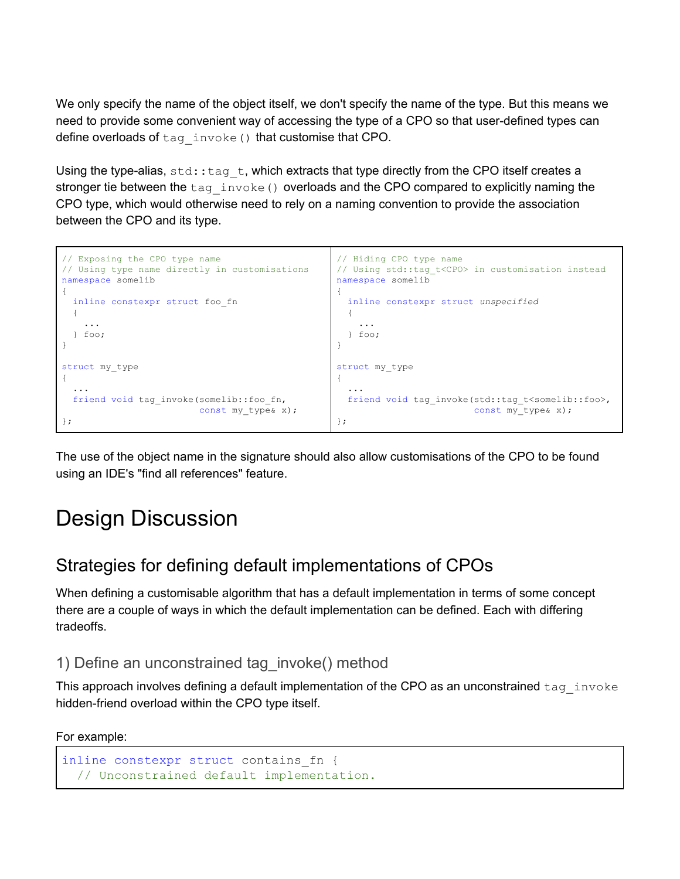We only specify the name of the object itself, we don't specify the name of the type. But this means we need to provide some convenient way of accessing the type of a CPO so that user-defined types can define overloads of `tag_invoke()` that customise that CPO.

Using the type-alias, `std::tag_t`, which extracts that type directly from the CPO itself creates a stronger tie between the `tag_invoke()` overloads and the CPO compared to explicitly naming the CPO type, which would otherwise need to rely on a naming convention to provide the association between the CPO and its type.

```
// Exposing the CPO type name
// Using type name directly in customisations
namespace somelib
{
  inline constexpr struct foo_fn
  {
    ...
  } foo;
}

struct my_type
{
  ...
  friend void tag_invoke(somelib::foo_fn,
                         const my_type& x);
};
```

```
// Hiding CPO type name
// Using std::tag_t<CPO> in customisation instead
namespace somelib
{
  inline constexpr struct unspecified
  {
    ...
  } foo;
}

struct my_type
{
  ...
  friend void tag_invoke(std::tag_t<somelib::foo>,
                         const my_type& x);
};
```

The use of the object name in the signature should also allow customisations of the CPO to be found using an IDE's "find all references" feature.

# Design Discussion

## Strategies for defining default implementations of CPOs

When defining a customisable algorithm that has a default implementation in terms of some concept there are a couple of ways in which the default implementation can be defined. Each with differing tradeoffs.

### 1) Define an unconstrained tag_invoke() method

This approach involves defining a default implementation of the CPO as an unconstrained `tag_invoke` hidden-friend overload within the CPO type itself.

For example:

```
inline constexpr struct contains_fn {
  // Unconstrained default implementation.
```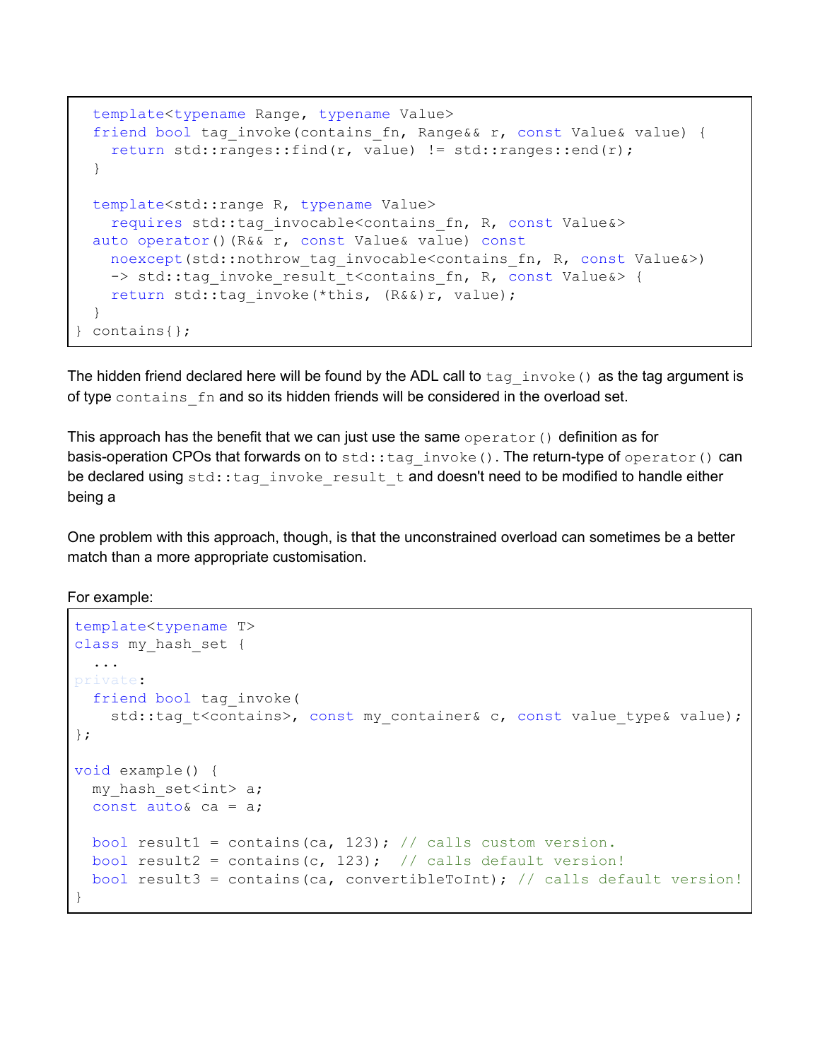```cpp
  template<typename Range, typename Value>
  friend bool tag_invoke(contains_fn, Range&& r, const Value& value) {
    return std::ranges::find(r, value) != std::ranges::end(r);
  }

  template<std::range R, typename Value>
    requires std::tag_invocable<contains_fn, R, const Value&>
  auto operator()(R&& r, const Value& value) const
    noexcept(std::nothrow_tag_invocable<contains_fn, R, const Value&>)
    -> std::tag_invoke_result_t<contains_fn, R, const Value&> {
    return std::tag_invoke(*this, (R&&)r, value);
  }
} contains{};
```

The hidden friend declared here will be found by the ADL call to `tag_invoke()` as the tag argument is of type `contains_fn` and so its hidden friends will be considered in the overload set.

This approach has the benefit that we can just use the same `operator()` definition as for basis-operation CPOs that forwards on to `std::tag_invoke()`. The return-type of `operator()` can be declared using `std::tag_invoke_result_t` and doesn't need to be modified to handle either being a

One problem with this approach, though, is that the unconstrained overload can sometimes be a better match than a more appropriate customisation.

For example:

```cpp
template<typename T>
class my_hash_set {
  ...
private:
  friend bool tag_invoke(
    std::tag_t<contains>, const my_container& c, const value_type& value);
};

void example() {
  my_hash_set<int> a;
  const auto& ca = a;

  bool result1 = contains(ca, 123); // calls custom version.
  bool result2 = contains(c, 123);  // calls default version!
  bool result3 = contains(ca, convertibleToInt); // calls default version!
}
```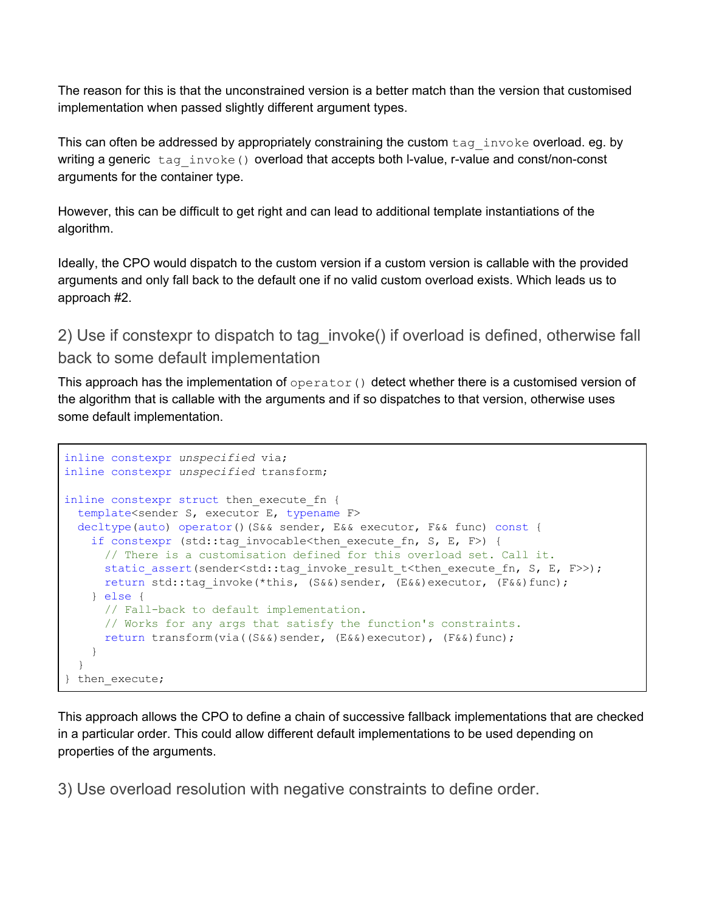The reason for this is that the unconstrained version is a better match than the version that customised implementation when passed slightly different argument types.

This can often be addressed by appropriately constraining the custom `tag_invoke` overload. eg. by writing a generic `tag_invoke()` overload that accepts both l-value, r-value and const/non-const arguments for the container type.

However, this can be difficult to get right and can lead to additional template instantiations of the algorithm.

Ideally, the CPO would dispatch to the custom version if a custom version is callable with the provided arguments and only fall back to the default one if no valid custom overload exists. Which leads us to approach #2.

### 2) Use if constexpr to dispatch to tag_invoke() if overload is defined, otherwise fall back to some default implementation

This approach has the implementation of `operator()` detect whether there is a customised version of the algorithm that is callable with the arguments and if so dispatches to that version, otherwise uses some default implementation.

```
inline constexpr unspecified via;
inline constexpr unspecified transform;

inline constexpr struct then_execute_fn {
  template<sender S, executor E, typename F>
  decltype(auto) operator()(S&& sender, E&& executor, F&& func) const {
    if constexpr (std::tag_invocable<then_execute_fn, S, E, F>) {
      // There is a customisation defined for this overload set. Call it.
      static_assert(sender<std::tag_invoke_result_t<then_execute_fn, S, E, F>>);
      return std::tag_invoke(*this, (S&&)sender, (E&&)executor, (F&&)func);
    } else {
      // Fall-back to default implementation.
      // Works for any args that satisfy the function's constraints.
      return transform(via((S&&)sender, (E&&)executor), (F&&)func);
    }
  }
} then_execute;
```

This approach allows the CPO to define a chain of successive fallback implementations that are checked in a particular order. This could allow different default implementations to be used depending on properties of the arguments.

### 3) Use overload resolution with negative constraints to define order.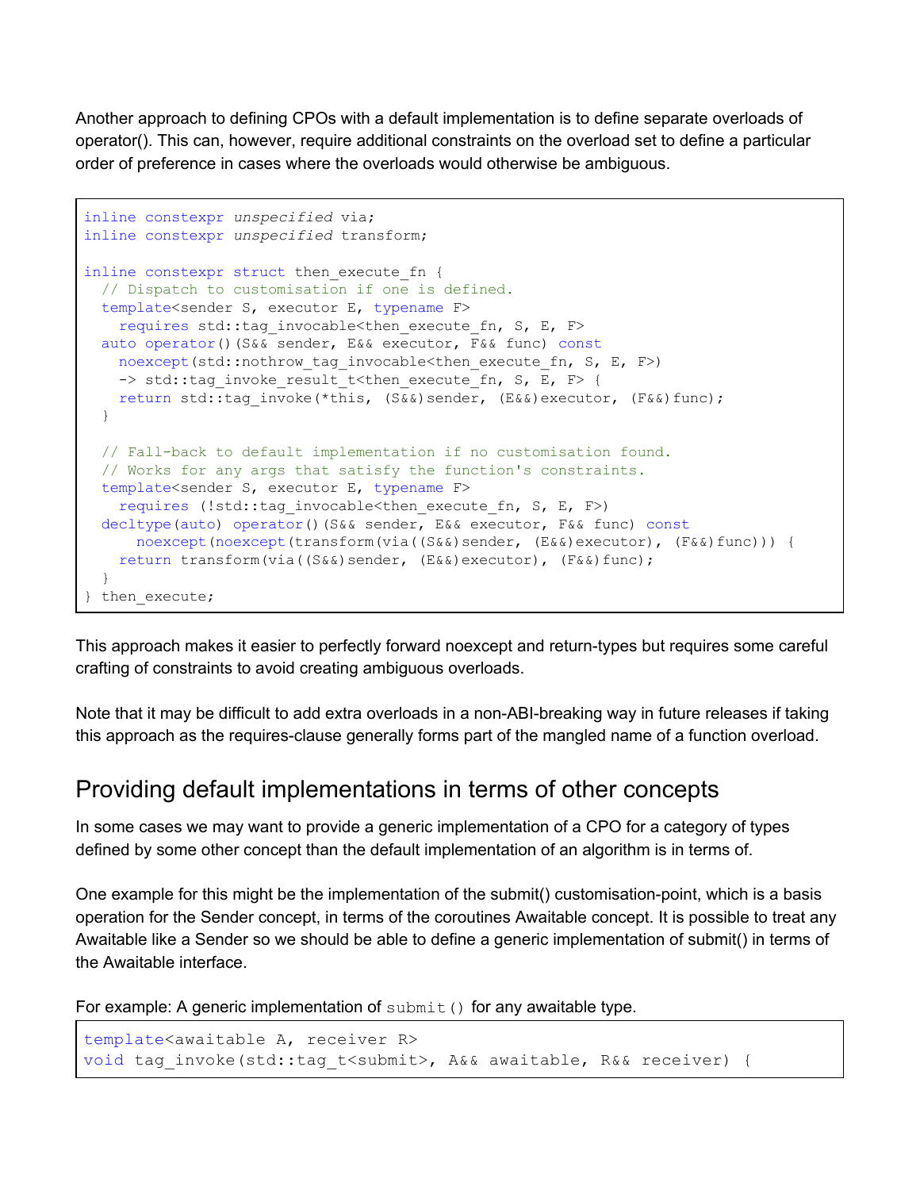Another approach to defining CPOs with a default implementation is to define separate overloads of operator(). This can, however, require additional constraints on the overload set to define a particular order of preference in cases where the overloads would otherwise be ambiguous.

```
inline constexpr unspecified via;
inline constexpr unspecified transform;

inline constexpr struct then_execute_fn {
  // Dispatch to customisation if one is defined.
  template<sender S, executor E, typename F>
    requires std::tag_invocable<then_execute_fn, S, E, F>
  auto operator()(S&& sender, E&& executor, F&& func) const
    noexcept(std::nothrow_tag_invocable<then_execute_fn, S, E, F>)
    -> std::tag_invoke_result_t<then_execute_fn, S, E, F> {
    return std::tag_invoke(*this, (S&&)sender, (E&&)executor, (F&&)func);
  }

  // Fall-back to default implementation if no customisation found.
  // Works for any args that satisfy the function's constraints.
  template<sender S, executor E, typename F>
    requires (!std::tag_invocable<then_execute_fn, S, E, F>)
  decltype(auto) operator()(S&& sender, E&& executor, F&& func) const
      noexcept(noexcept(transform(via((S&&)sender, (E&&)executor), (F&&)func))) {
    return transform(via((S&&)sender, (E&&)executor), (F&&)func);
  }
} then_execute;
```

This approach makes it easier to perfectly forward noexcept and return-types but requires some careful crafting of constraints to avoid creating ambiguous overloads.

Note that it may be difficult to add extra overloads in a non-ABI-breaking way in future releases if taking this approach as the requires-clause generally forms part of the mangled name of a function overload.

## Providing default implementations in terms of other concepts

In some cases we may want to provide a generic implementation of a CPO for a category of types defined by some other concept than the default implementation of an algorithm is in terms of.

One example for this might be the implementation of the submit() customisation-point, which is a basis operation for the Sender concept, in terms of the coroutines Awaitable concept. It is possible to treat any Awaitable like a Sender so we should be able to define a generic implementation of submit() in terms of the Awaitable interface.

For example: A generic implementation of `submit()` for any awaitable type.

```
template<awaitable A, receiver R>
void tag_invoke(std::tag_t<submit>, A&& awaitable, R&& receiver) {
```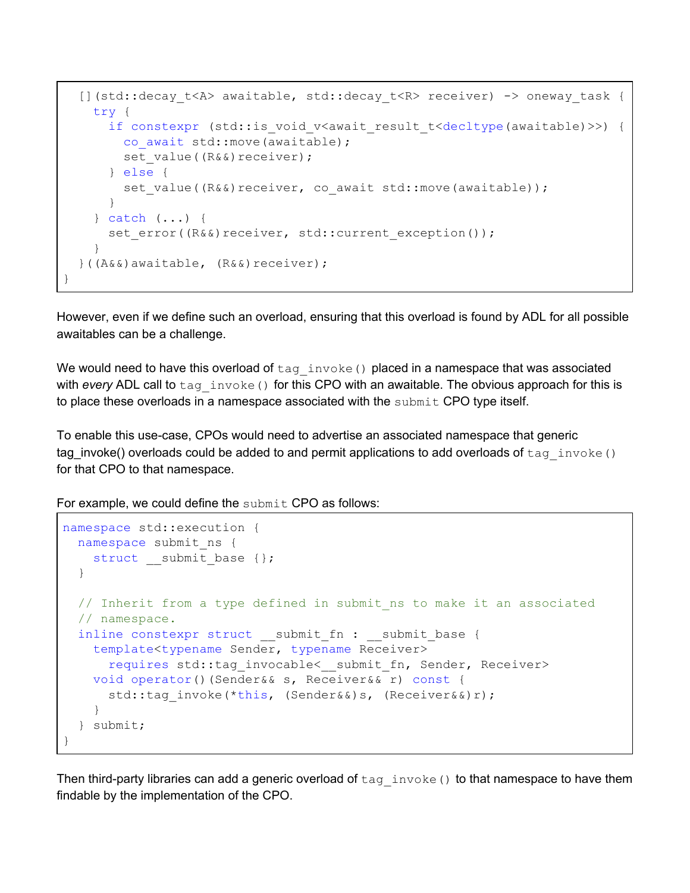```
  [](std::decay_t<A> awaitable, std::decay_t<R> receiver) -> oneway_task {
    try {
      if constexpr (std::is_void_v<await_result_t<decltype(awaitable)>>) {
        co_await std::move(awaitable);
        set_value((R&&)receiver);
      } else {
        set_value((R&&)receiver, co_await std::move(awaitable));
      }
    } catch (...) {
      set_error((R&&)receiver, std::current_exception());
    }
  }((A&&)awaitable, (R&&)receiver);
}
```

However, even if we define such an overload, ensuring that this overload is found by ADL for all possible awaitables can be a challenge.

We would need to have this overload of `tag_invoke()` placed in a namespace that was associated with *every* ADL call to `tag_invoke()` for this CPO with an awaitable. The obvious approach for this is to place these overloads in a namespace associated with the `submit` CPO type itself.

To enable this use-case, CPOs would need to advertise an associated namespace that generic tag_invoke() overloads could be added to and permit applications to add overloads of `tag_invoke()` for that CPO to that namespace.

For example, we could define the `submit` CPO as follows:

```
namespace std::execution {
  namespace submit_ns {
    struct __submit_base {};
  }

  // Inherit from a type defined in submit_ns to make it an associated
  // namespace.
  inline constexpr struct __submit_fn : __submit_base {
    template<typename Sender, typename Receiver>
      requires std::tag_invocable<__submit_fn, Sender, Receiver>
    void operator()(Sender&& s, Receiver&& r) const {
      std::tag_invoke(*this, (Sender&&)s, (Receiver&&)r);
    }
  } submit;
}
```

Then third-party libraries can add a generic overload of `tag_invoke()` to that namespace to have them findable by the implementation of the CPO.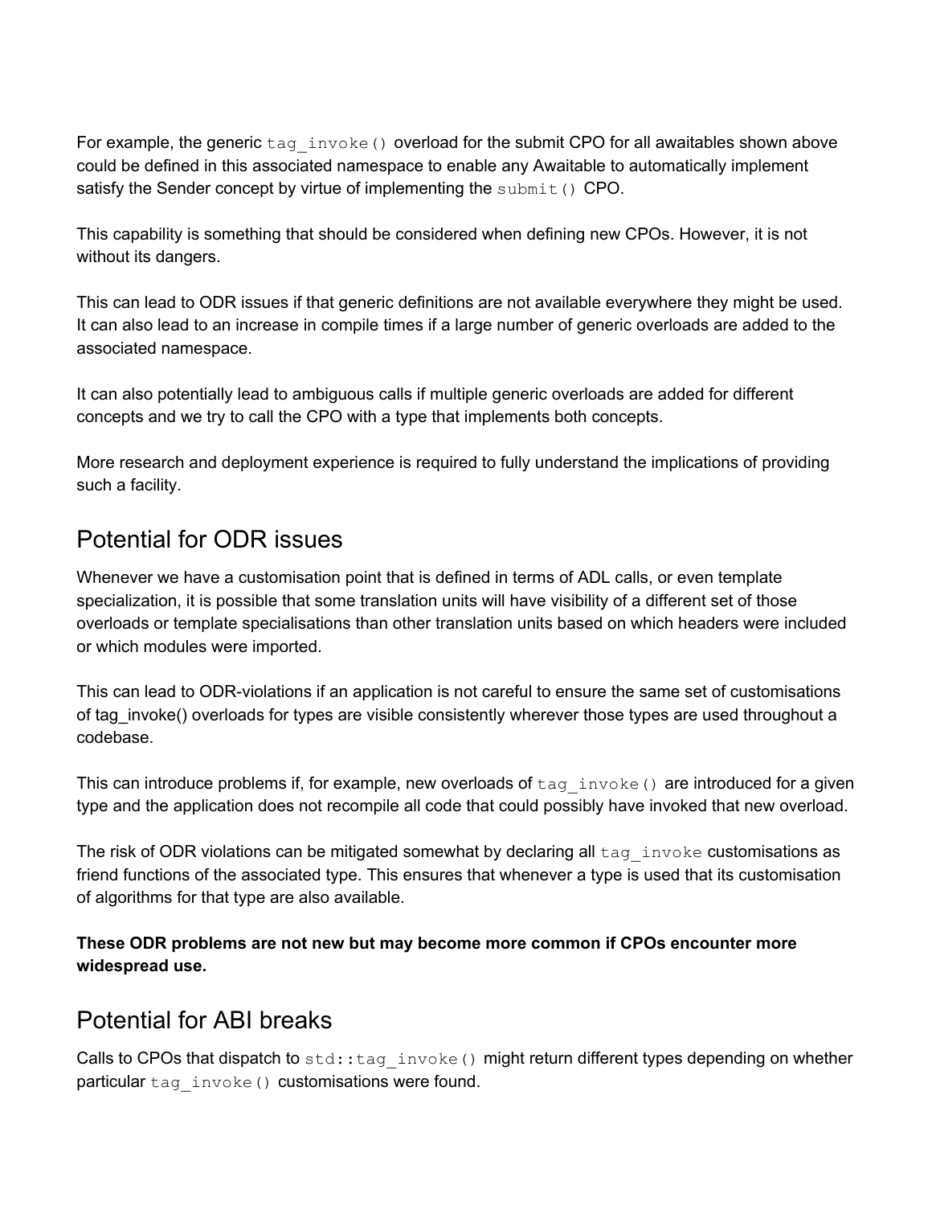For example, the generic `tag_invoke()` overload for the submit CPO for all awaitables shown above could be defined in this associated namespace to enable any Awaitable to automatically implement satisfy the Sender concept by virtue of implementing the `submit()` CPO.

This capability is something that should be considered when defining new CPOs. However, it is not without its dangers.

This can lead to ODR issues if that generic definitions are not available everywhere they might be used. It can also lead to an increase in compile times if a large number of generic overloads are added to the associated namespace.

It can also potentially lead to ambiguous calls if multiple generic overloads are added for different concepts and we try to call the CPO with a type that implements both concepts.

More research and deployment experience is required to fully understand the implications of providing such a facility.

## Potential for ODR issues

Whenever we have a customisation point that is defined in terms of ADL calls, or even template specialization, it is possible that some translation units will have visibility of a different set of those overloads or template specialisations than other translation units based on which headers were included or which modules were imported.

This can lead to ODR-violations if an application is not careful to ensure the same set of customisations of tag_invoke() overloads for types are visible consistently wherever those types are used throughout a codebase.

This can introduce problems if, for example, new overloads of `tag_invoke()` are introduced for a given type and the application does not recompile all code that could possibly have invoked that new overload.

The risk of ODR violations can be mitigated somewhat by declaring all `tag_invoke` customisations as friend functions of the associated type. This ensures that whenever a type is used that its customisation of algorithms for that type are also available.

**These ODR problems are not new but may become more common if CPOs encounter more widespread use.**

## Potential for ABI breaks

Calls to CPOs that dispatch to `std::tag_invoke()` might return different types depending on whether particular `tag_invoke()` customisations were found.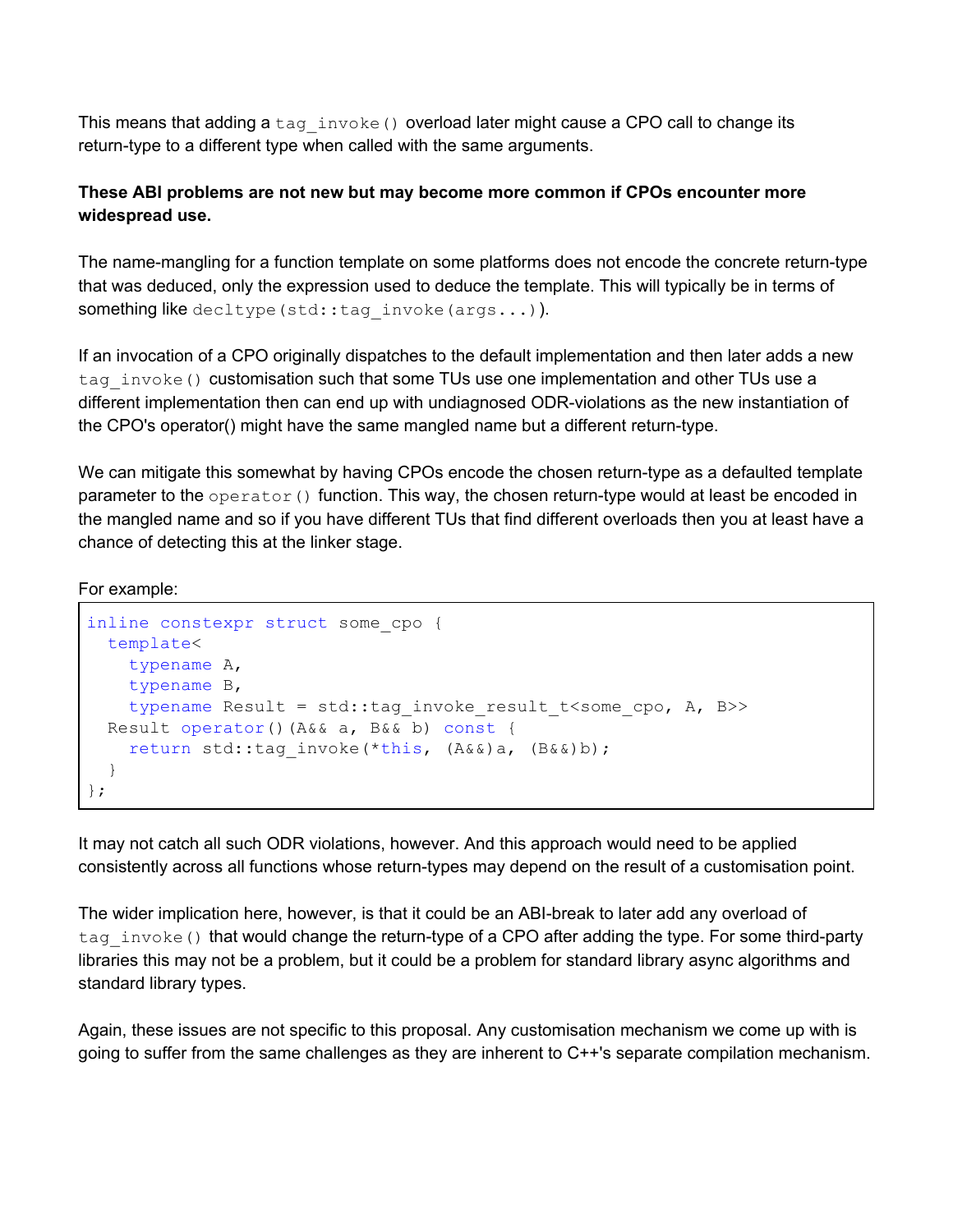This means that adding a `tag_invoke()` overload later might cause a CPO call to change its return-type to a different type when called with the same arguments.

**These ABI problems are not new but may become more common if CPOs encounter more widespread use.**

The name-mangling for a function template on some platforms does not encode the concrete return-type that was deduced, only the expression used to deduce the template. This will typically be in terms of something like `decltype(std::tag_invoke(args...))`.

If an invocation of a CPO originally dispatches to the default implementation and then later adds a new `tag_invoke()` customisation such that some TUs use one implementation and other TUs use a different implementation then can end up with undiagnosed ODR-violations as the new instantiation of the CPO's operator() might have the same mangled name but a different return-type.

We can mitigate this somewhat by having CPOs encode the chosen return-type as a defaulted template parameter to the `operator()` function. This way, the chosen return-type would at least be encoded in the mangled name and so if you have different TUs that find different overloads then you at least have a chance of detecting this at the linker stage.

For example:

```
inline constexpr struct some_cpo {
  template<
    typename A,
    typename B,
    typename Result = std::tag_invoke_result_t<some_cpo, A, B>>
  Result operator()(A&& a, B&& b) const {
    return std::tag_invoke(*this, (A&&)a, (B&&)b);
  }
};
```

It may not catch all such ODR violations, however. And this approach would need to be applied consistently across all functions whose return-types may depend on the result of a customisation point.

The wider implication here, however, is that it could be an ABI-break to later add any overload of `tag_invoke()` that would change the return-type of a CPO after adding the type. For some third-party libraries this may not be a problem, but it could be a problem for standard library async algorithms and standard library types.

Again, these issues are not specific to this proposal. Any customisation mechanism we come up with is going to suffer from the same challenges as they are inherent to C++'s separate compilation mechanism.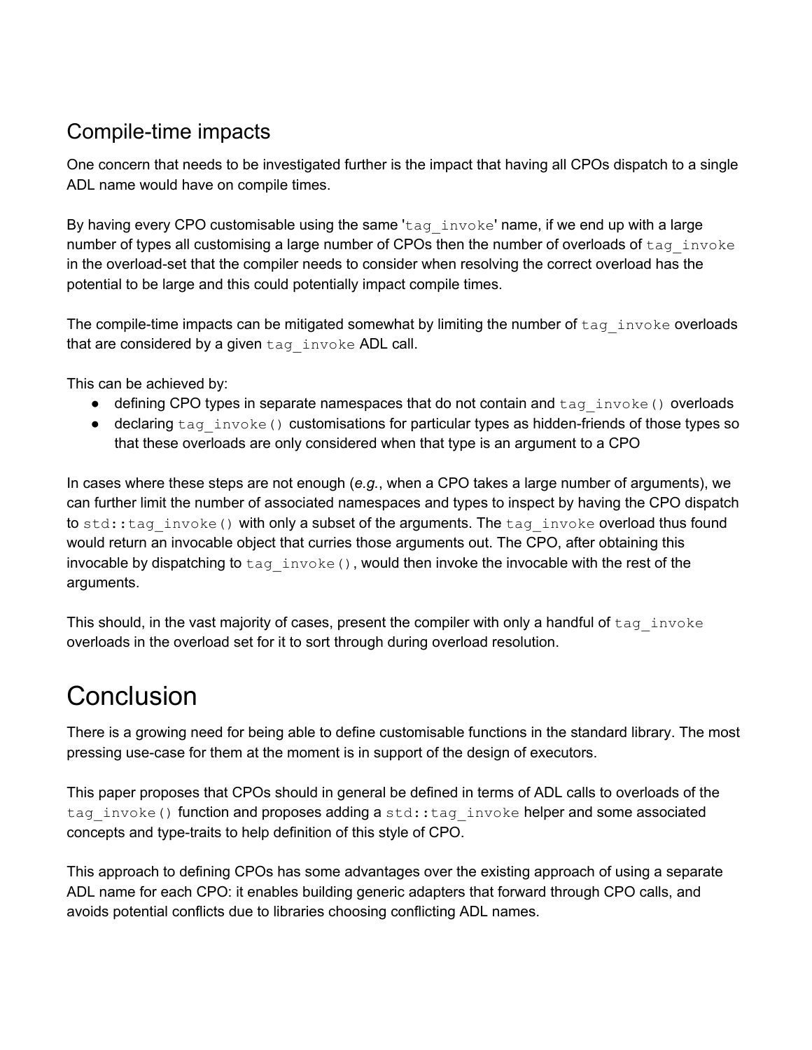## Compile-time impacts

One concern that needs to be investigated further is the impact that having all CPOs dispatch to a single ADL name would have on compile times.

By having every CPO customisable using the same '`tag_invoke`' name, if we end up with a large number of types all customising a large number of CPOs then the number of overloads of `tag_invoke` in the overload-set that the compiler needs to consider when resolving the correct overload has the potential to be large and this could potentially impact compile times.

The compile-time impacts can be mitigated somewhat by limiting the number of `tag_invoke` overloads that are considered by a given `tag_invoke` ADL call.

This can be achieved by:

- defining CPO types in separate namespaces that do not contain and `tag_invoke()` overloads
- declaring `tag_invoke()` customisations for particular types as hidden-friends of those types so that these overloads are only considered when that type is an argument to a CPO

In cases where these steps are not enough (*e.g.*, when a CPO takes a large number of arguments), we can further limit the number of associated namespaces and types to inspect by having the CPO dispatch to `std::tag_invoke()` with only a subset of the arguments. The `tag_invoke` overload thus found would return an invocable object that curries those arguments out. The CPO, after obtaining this invocable by dispatching to `tag_invoke()`, would then invoke the invocable with the rest of the arguments.

This should, in the vast majority of cases, present the compiler with only a handful of `tag_invoke` overloads in the overload set for it to sort through during overload resolution.

# Conclusion

There is a growing need for being able to define customisable functions in the standard library. The most pressing use-case for them at the moment is in support of the design of executors.

This paper proposes that CPOs should in general be defined in terms of ADL calls to overloads of the `tag_invoke()` function and proposes adding a `std::tag_invoke` helper and some associated concepts and type-traits to help definition of this style of CPO.

This approach to defining CPOs has some advantages over the existing approach of using a separate ADL name for each CPO: it enables building generic adapters that forward through CPO calls, and avoids potential conflicts due to libraries choosing conflicting ADL names.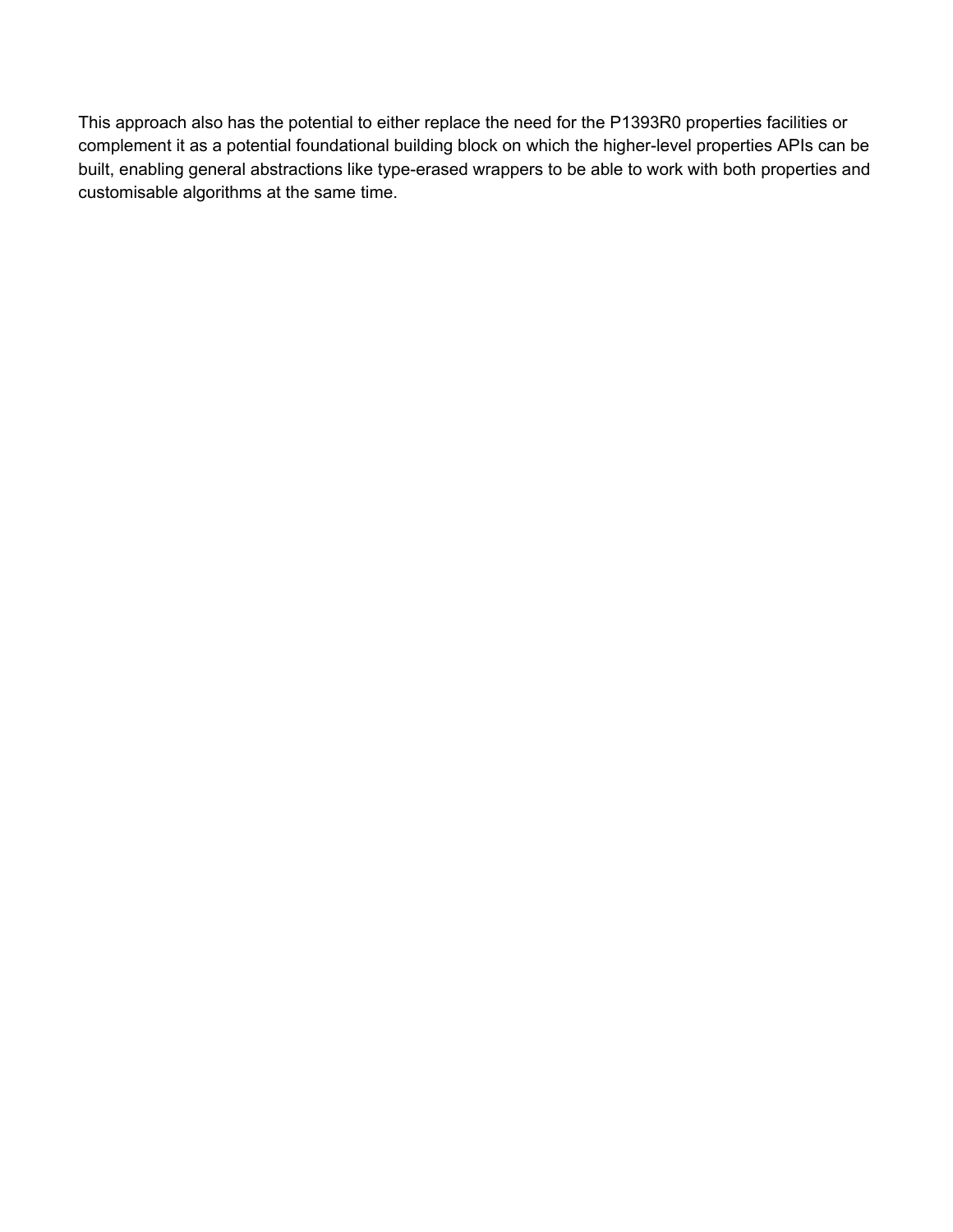This approach also has the potential to either replace the need for the P1393R0 properties facilities or complement it as a potential foundational building block on which the higher-level properties APIs can be built, enabling general abstractions like type-erased wrappers to be able to work with both properties and customisable algorithms at the same time.